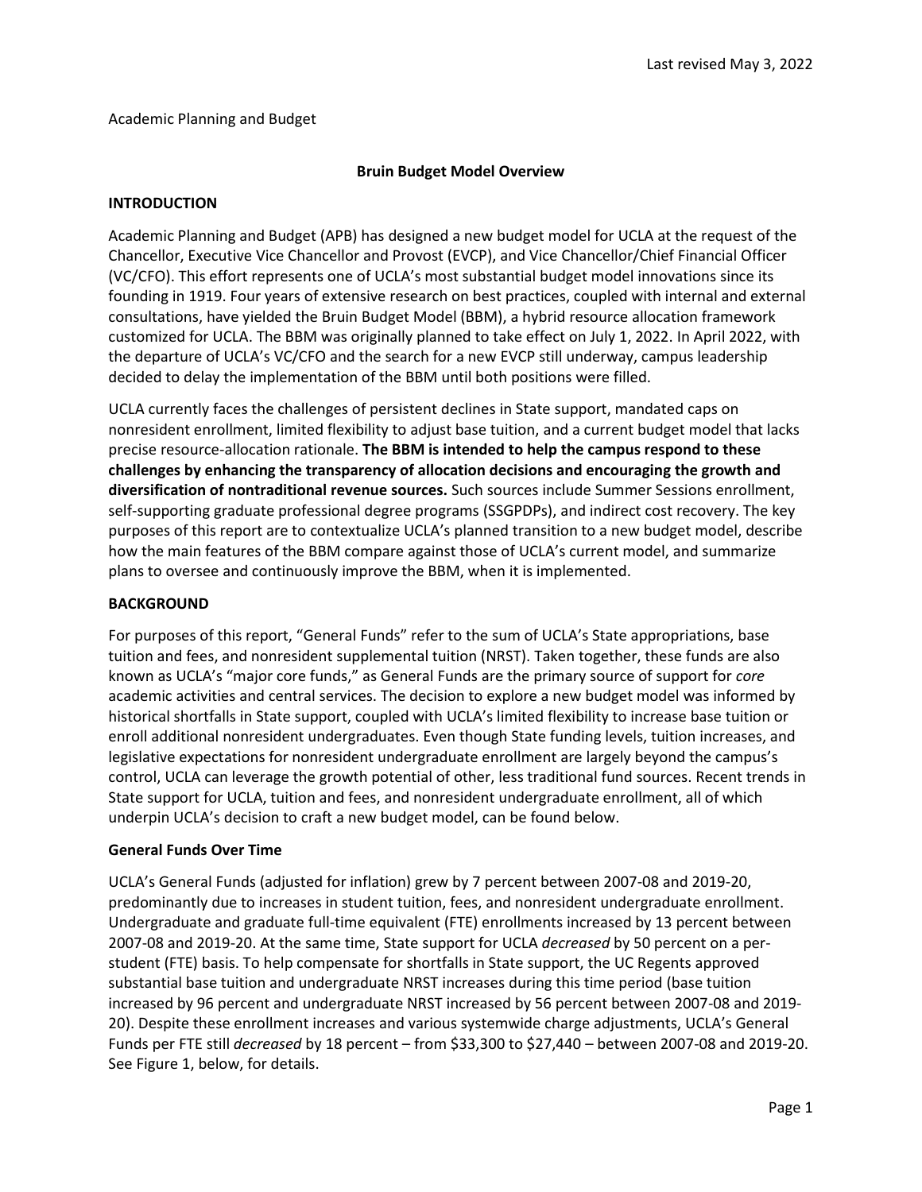Last revised May 3, 2022

Academic Planning and Budget

# Bruin Budget Model Overview

## INTRODUCTION

Academic Planning and Budget (APB) has designed a new budget model for UCLA at the request of the Chancellor, Executive Vice Chancellor and Provost (EVCP), and Vice Chancellor/Chief Financial Officer (VC/CFO). This effort represents one of UCLA's most substantial budget model innovations since its founding in 1919. Four years of extensive research on best practices, coupled with internal and external consultations, have yielded the Bruin Budget Model (BBM), a hybrid resource allocation framework customized for UCLA. The BBM was originally planned to take effect on July 1, 2022. In April 2022, with the departure of UCLA's VC/CFO and the search for a new EVCP still underway, campus leadership decided to delay the implementation of the BBM until both positions were filled.

UCLA currently faces the challenges of persistent declines in State support, mandated caps on nonresident enrollment, limited flexibility to adjust base tuition, and a current budget model that lacks precise resource-allocation rationale. **The BBM is intended to help the campus respond to these challenges by enhancing the transparency of allocation decisions and encouraging the growth and diversification of nontraditional revenue sources.** Such sources include Summer Sessions enrollment, self-supporting graduate professional degree programs (SSGPDPs), and indirect cost recovery. The key purposes of this report are to contextualize UCLA's planned transition to a new budget model, describe how the main features of the BBM compare against those of UCLA's current model, and summarize plans to oversee and continuously improve the BBM, when it is implemented.

## BACKGROUND

For purposes of this report, "General Funds" refer to the sum of UCLA's State appropriations, base tuition and fees, and nonresident supplemental tuition (NRST). Taken together, these funds are also known as UCLA's "major core funds," as General Funds are the primary source of support for *core* academic activities and central services. The decision to explore a new budget model was informed by historical shortfalls in State support, coupled with UCLA's limited flexibility to increase base tuition or enroll additional nonresident undergraduates. Even though State funding levels, tuition increases, and legislative expectations for nonresident undergraduate enrollment are largely beyond the campus's control, UCLA can leverage the growth potential of other, less traditional fund sources. Recent trends in State support for UCLA, tuition and fees, and nonresident undergraduate enrollment, all of which underpin UCLA's decision to craft a new budget model, can be found below.

### General Funds Over Time

UCLA's General Funds (adjusted for inflation) grew by 7 percent between 2007-08 and 2019-20, predominantly due to increases in student tuition, fees, and nonresident undergraduate enrollment. Undergraduate and graduate full-time equivalent (FTE) enrollments increased by 13 percent between 2007-08 and 2019-20. At the same time, State support for UCLA *decreased* by 50 percent on a per-student (FTE) basis. To help compensate for shortfalls in State support, the UC Regents approved substantial base tuition and undergraduate NRST increases during this time period (base tuition increased by 96 percent and undergraduate NRST increased by 56 percent between 2007-08 and 2019-20). Despite these enrollment increases and various systemwide charge adjustments, UCLA's General Funds per FTE still *decreased* by 18 percent – from $33,300 to $27,440 – between 2007-08 and 2019-20. See Figure 1, below, for details.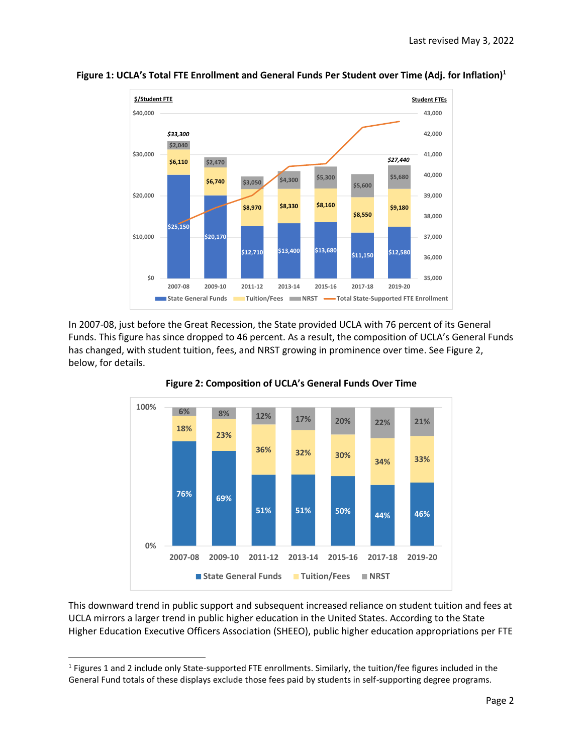**Figure 1: UCLA's Total FTE Enrollment and General Funds Per Student over Time (Adj. for Inflation)[1]**

In 2007-08, just before the Great Recession, the State provided UCLA with 76 percent of its General Funds. This figure has since dropped to 46 percent. As a result, the composition of UCLA's General Funds has changed, with student tuition, fees, and NRST growing in prominence over time. See Figure 2, below, for details.

**Figure 2: Composition of UCLA's General Funds Over Time**

This downward trend in public support and subsequent increased reliance on student tuition and fees at UCLA mirrors a larger trend in public higher education in the United States. According to the State Higher Education Executive Officers Association (SHEEO), public higher education appropriations per FTE

[1] Figures 1 and 2 include only State-supported FTE enrollments. Similarly, the tuition/fee figures included in the General Fund totals of these displays exclude those fees paid by students in self-supporting degree programs.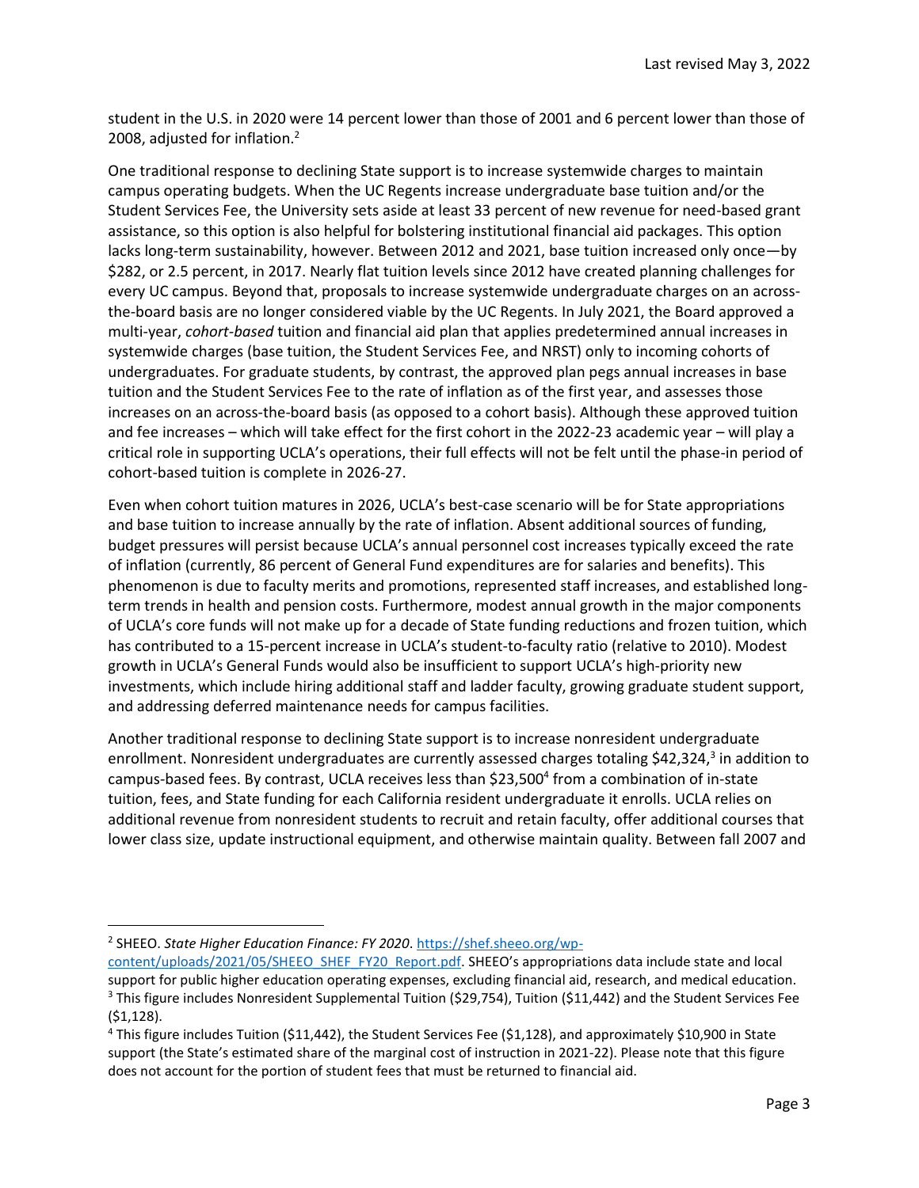student in the U.S. in 2020 were 14 percent lower than those of 2001 and 6 percent lower than those of 2008, adjusted for inflation.[2]

One traditional response to declining State support is to increase systemwide charges to maintain campus operating budgets. When the UC Regents increase undergraduate base tuition and/or the Student Services Fee, the University sets aside at least 33 percent of new revenue for need-based grant assistance, so this option is also helpful for bolstering institutional financial aid packages. This option lacks long-term sustainability, however. Between 2012 and 2021, base tuition increased only once—by $282, or 2.5 percent, in 2017. Nearly flat tuition levels since 2012 have created planning challenges for every UC campus. Beyond that, proposals to increase systemwide undergraduate charges on an across-the-board basis are no longer considered viable by the UC Regents. In July 2021, the Board approved a multi-year, *cohort-based* tuition and financial aid plan that applies predetermined annual increases in systemwide charges (base tuition, the Student Services Fee, and NRST) only to incoming cohorts of undergraduates. For graduate students, by contrast, the approved plan pegs annual increases in base tuition and the Student Services Fee to the rate of inflation as of the first year, and assesses those increases on an across-the-board basis (as opposed to a cohort basis). Although these approved tuition and fee increases – which will take effect for the first cohort in the 2022-23 academic year – will play a critical role in supporting UCLA's operations, their full effects will not be felt until the phase-in period of cohort-based tuition is complete in 2026-27.

Even when cohort tuition matures in 2026, UCLA's best-case scenario will be for State appropriations and base tuition to increase annually by the rate of inflation. Absent additional sources of funding, budget pressures will persist because UCLA's annual personnel cost increases typically exceed the rate of inflation (currently, 86 percent of General Fund expenditures are for salaries and benefits). This phenomenon is due to faculty merits and promotions, represented staff increases, and established long-term trends in health and pension costs. Furthermore, modest annual growth in the major components of UCLA's core funds will not make up for a decade of State funding reductions and frozen tuition, which has contributed to a 15-percent increase in UCLA's student-to-faculty ratio (relative to 2010). Modest growth in UCLA's General Funds would also be insufficient to support UCLA's high-priority new investments, which include hiring additional staff and ladder faculty, growing graduate student support, and addressing deferred maintenance needs for campus facilities.

Another traditional response to declining State support is to increase nonresident undergraduate enrollment. Nonresident undergraduates are currently assessed charges totaling $42,324,[3] in addition to campus-based fees. By contrast, UCLA receives less than $23,500[4] from a combination of in-state tuition, fees, and State funding for each California resident undergraduate it enrolls. UCLA relies on additional revenue from nonresident students to recruit and retain faculty, offer additional courses that lower class size, update instructional equipment, and otherwise maintain quality. Between fall 2007 and

---

[2] SHEEO. *State Higher Education Finance: FY 2020*. https://shef.sheeo.org/wp-content/uploads/2021/05/SHEEO_SHEF_FY20_Report.pdf. SHEEO's appropriations data include state and local support for public higher education operating expenses, excluding financial aid, research, and medical education.

[3] This figure includes Nonresident Supplemental Tuition ($29,754), Tuition ($11,442) and the Student Services Fee ($1,128).

[4] This figure includes Tuition ($11,442), the Student Services Fee ($1,128), and approximately $10,900 in State support (the State's estimated share of the marginal cost of instruction in 2021-22). Please note that this figure does not account for the portion of student fees that must be returned to financial aid.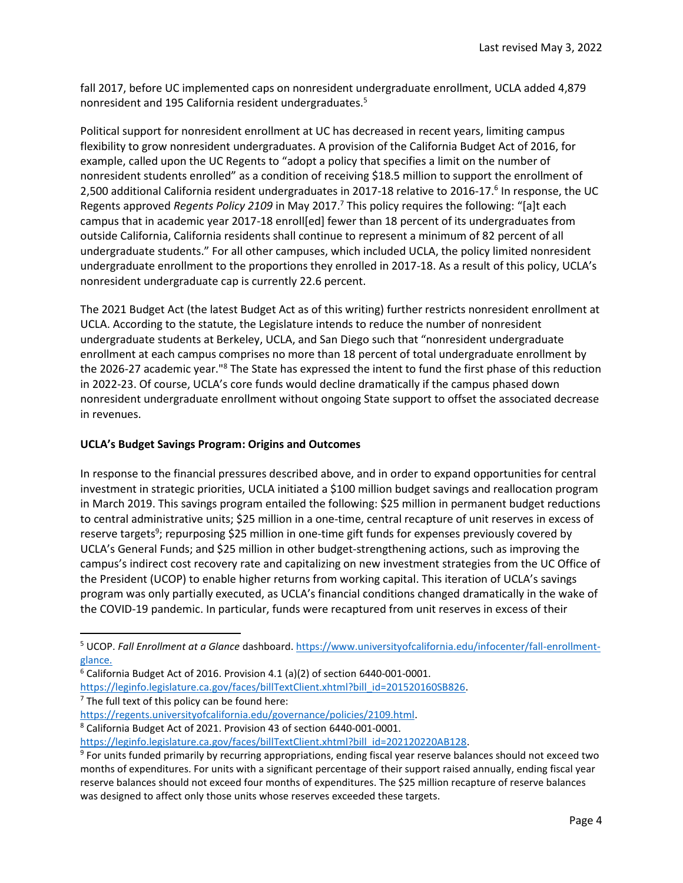fall 2017, before UC implemented caps on nonresident undergraduate enrollment, UCLA added 4,879 nonresident and 195 California resident undergraduates.[5]

Political support for nonresident enrollment at UC has decreased in recent years, limiting campus flexibility to grow nonresident undergraduates. A provision of the California Budget Act of 2016, for example, called upon the UC Regents to "adopt a policy that specifies a limit on the number of nonresident students enrolled" as a condition of receiving $18.5 million to support the enrollment of 2,500 additional California resident undergraduates in 2017-18 relative to 2016-17.[6] In response, the UC Regents approved *Regents Policy 2109* in May 2017.[7] This policy requires the following: "[a]t each campus that in academic year 2017-18 enroll[ed] fewer than 18 percent of its undergraduates from outside California, California residents shall continue to represent a minimum of 82 percent of all undergraduate students." For all other campuses, which included UCLA, the policy limited nonresident undergraduate enrollment to the proportions they enrolled in 2017-18. As a result of this policy, UCLA's nonresident undergraduate cap is currently 22.6 percent.

The 2021 Budget Act (the latest Budget Act as of this writing) further restricts nonresident enrollment at UCLA. According to the statute, the Legislature intends to reduce the number of nonresident undergraduate students at Berkeley, UCLA, and San Diego such that "nonresident undergraduate enrollment at each campus comprises no more than 18 percent of total undergraduate enrollment by the 2026-27 academic year."[8] The State has expressed the intent to fund the first phase of this reduction in 2022-23. Of course, UCLA's core funds would decline dramatically if the campus phased down nonresident undergraduate enrollment without ongoing State support to offset the associated decrease in revenues.

**UCLA's Budget Savings Program: Origins and Outcomes**

In response to the financial pressures described above, and in order to expand opportunities for central investment in strategic priorities, UCLA initiated a $100 million budget savings and reallocation program in March 2019. This savings program entailed the following: $25 million in permanent budget reductions to central administrative units; $25 million in a one-time, central recapture of unit reserves in excess of reserve targets[9]; repurposing $25 million in one-time gift funds for expenses previously covered by UCLA's General Funds; and $25 million in other budget-strengthening actions, such as improving the campus's indirect cost recovery rate and capitalizing on new investment strategies from the UC Office of the President (UCOP) to enable higher returns from working capital. This iteration of UCLA's savings program was only partially executed, as UCLA's financial conditions changed dramatically in the wake of the COVID-19 pandemic. In particular, funds were recaptured from unit reserves in excess of their

---

[5] UCOP. *Fall Enrollment at a Glance* dashboard. https://www.universityofcalifornia.edu/infocenter/fall-enrollment-glance.

[6] California Budget Act of 2016. Provision 4.1 (a)(2) of section 6440-001-0001. https://leginfo.legislature.ca.gov/faces/billTextClient.xhtml?bill_id=201520160SB826.

[7] The full text of this policy can be found here: https://regents.universityofcalifornia.edu/governance/policies/2109.html.

[8] California Budget Act of 2021. Provision 43 of section 6440-001-0001. https://leginfo.legislature.ca.gov/faces/billTextClient.xhtml?bill_id=202120220AB128.

[9] For units funded primarily by recurring appropriations, ending fiscal year reserve balances should not exceed two months of expenditures. For units with a significant percentage of their support raised annually, ending fiscal year reserve balances should not exceed four months of expenditures. The $25 million recapture of reserve balances was designed to affect only those units whose reserves exceeded these targets.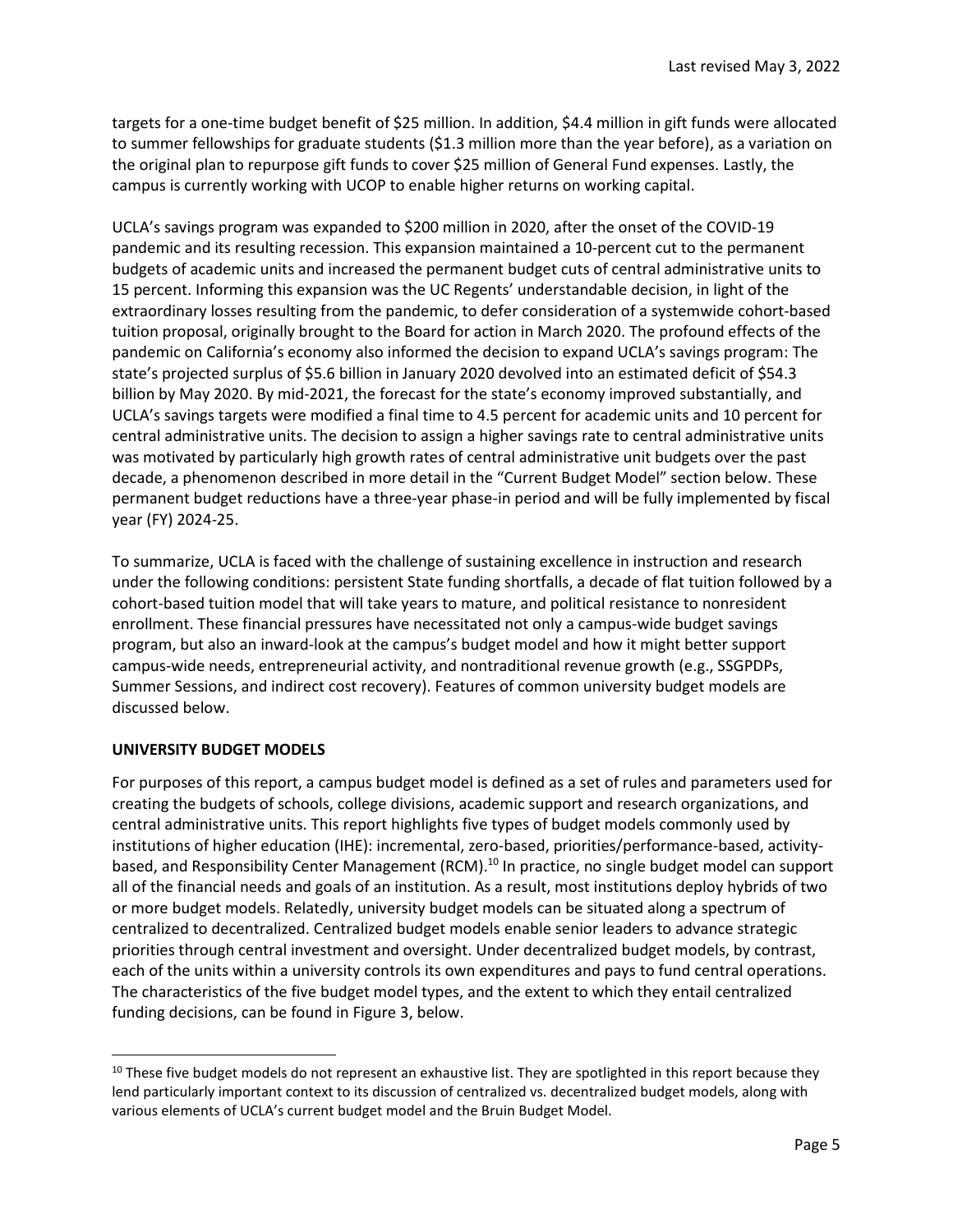targets for a one-time budget benefit of $25 million. In addition, $4.4 million in gift funds were allocated to summer fellowships for graduate students ($1.3 million more than the year before), as a variation on the original plan to repurpose gift funds to cover $25 million of General Fund expenses. Lastly, the campus is currently working with UCOP to enable higher returns on working capital.

UCLA's savings program was expanded to $200 million in 2020, after the onset of the COVID-19 pandemic and its resulting recession. This expansion maintained a 10-percent cut to the permanent budgets of academic units and increased the permanent budget cuts of central administrative units to 15 percent. Informing this expansion was the UC Regents' understandable decision, in light of the extraordinary losses resulting from the pandemic, to defer consideration of a systemwide cohort-based tuition proposal, originally brought to the Board for action in March 2020. The profound effects of the pandemic on California's economy also informed the decision to expand UCLA's savings program: The state's projected surplus of $5.6 billion in January 2020 devolved into an estimated deficit of $54.3 billion by May 2020. By mid-2021, the forecast for the state's economy improved substantially, and UCLA's savings targets were modified a final time to 4.5 percent for academic units and 10 percent for central administrative units. The decision to assign a higher savings rate to central administrative units was motivated by particularly high growth rates of central administrative unit budgets over the past decade, a phenomenon described in more detail in the "Current Budget Model" section below. These permanent budget reductions have a three-year phase-in period and will be fully implemented by fiscal year (FY) 2024-25.

To summarize, UCLA is faced with the challenge of sustaining excellence in instruction and research under the following conditions: persistent State funding shortfalls, a decade of flat tuition followed by a cohort-based tuition model that will take years to mature, and political resistance to nonresident enrollment. These financial pressures have necessitated not only a campus-wide budget savings program, but also an inward-look at the campus's budget model and how it might better support campus-wide needs, entrepreneurial activity, and nontraditional revenue growth (e.g., SSGPDPs, Summer Sessions, and indirect cost recovery). Features of common university budget models are discussed below.

**UNIVERSITY BUDGET MODELS**

For purposes of this report, a campus budget model is defined as a set of rules and parameters used for creating the budgets of schools, college divisions, academic support and research organizations, and central administrative units. This report highlights five types of budget models commonly used by institutions of higher education (IHE): incremental, zero-based, priorities/performance-based, activity-based, and Responsibility Center Management (RCM).[10] In practice, no single budget model can support all of the financial needs and goals of an institution. As a result, most institutions deploy hybrids of two or more budget models. Relatedly, university budget models can be situated along a spectrum of centralized to decentralized. Centralized budget models enable senior leaders to advance strategic priorities through central investment and oversight. Under decentralized budget models, by contrast, each of the units within a university controls its own expenditures and pays to fund central operations. The characteristics of the five budget model types, and the extent to which they entail centralized funding decisions, can be found in Figure 3, below.

[10] These five budget models do not represent an exhaustive list. They are spotlighted in this report because they lend particularly important context to its discussion of centralized vs. decentralized budget models, along with various elements of UCLA's current budget model and the Bruin Budget Model.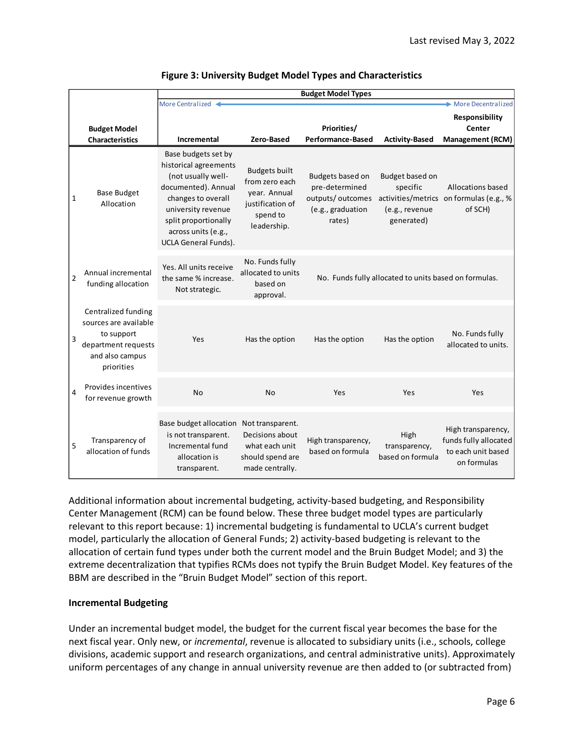**Figure 3: University Budget Model Types and Characteristics**

| | Budget Model Characteristics | Budget Model Types (More Centralized ← → More Decentralized) | | | | |
|---|---|---|---|---|---|---|
| | | **Incremental** | **Zero-Based** | **Priorities/ Performance-Based** | **Activity-Based** | **Responsibility Center Management (RCM)** |
| 1 | Base Budget Allocation | Base budgets set by historical agreements (not usually well-documented). Annual changes to overall university revenue split proportionally across units (e.g., UCLA General Funds). | Budgets built from zero each year. Annual justification of spend to leadership. | Budgets based on pre-determined outputs/ outcomes (e.g., graduation rates) | Budget based on specific activities/metrics (e.g., revenue generated) | Allocations based on formulas (e.g., % of SCH) |
| 2 | Annual incremental funding allocation | Yes. All units receive the same % increase. Not strategic. | No. Funds fully allocated to units based on approval. | No. Funds fully allocated to units based on formulas. | | |
| 3 | Centralized funding sources are available to support department requests and also campus priorities | Yes | Has the option | Has the option | Has the option | No. Funds fully allocated to units. |
| 4 | Provides incentives for revenue growth | No | No | Yes | Yes | Yes |
| 5 | Transparency of allocation of funds | Base budget allocation is not transparent. Incremental fund allocation is transparent. | Not transparent. Decisions about what each unit should spend are made centrally. | High transparency, based on formula | High transparency, based on formula | High transparency, funds fully allocated to each unit based on formulas |

Additional information about incremental budgeting, activity-based budgeting, and Responsibility Center Management (RCM) can be found below. These three budget model types are particularly relevant to this report because: 1) incremental budgeting is fundamental to UCLA's current budget model, particularly the allocation of General Funds; 2) activity-based budgeting is relevant to the allocation of certain fund types under both the current model and the Bruin Budget Model; and 3) the extreme decentralization that typifies RCMs does not typify the Bruin Budget Model. Key features of the BBM are described in the "Bruin Budget Model" section of this report.

### Incremental Budgeting

Under an incremental budget model, the budget for the current fiscal year becomes the base for the next fiscal year. Only new, or *incremental*, revenue is allocated to subsidiary units (i.e., schools, college divisions, academic support and research organizations, and central administrative units). Approximately uniform percentages of any change in annual university revenue are then added to (or subtracted from)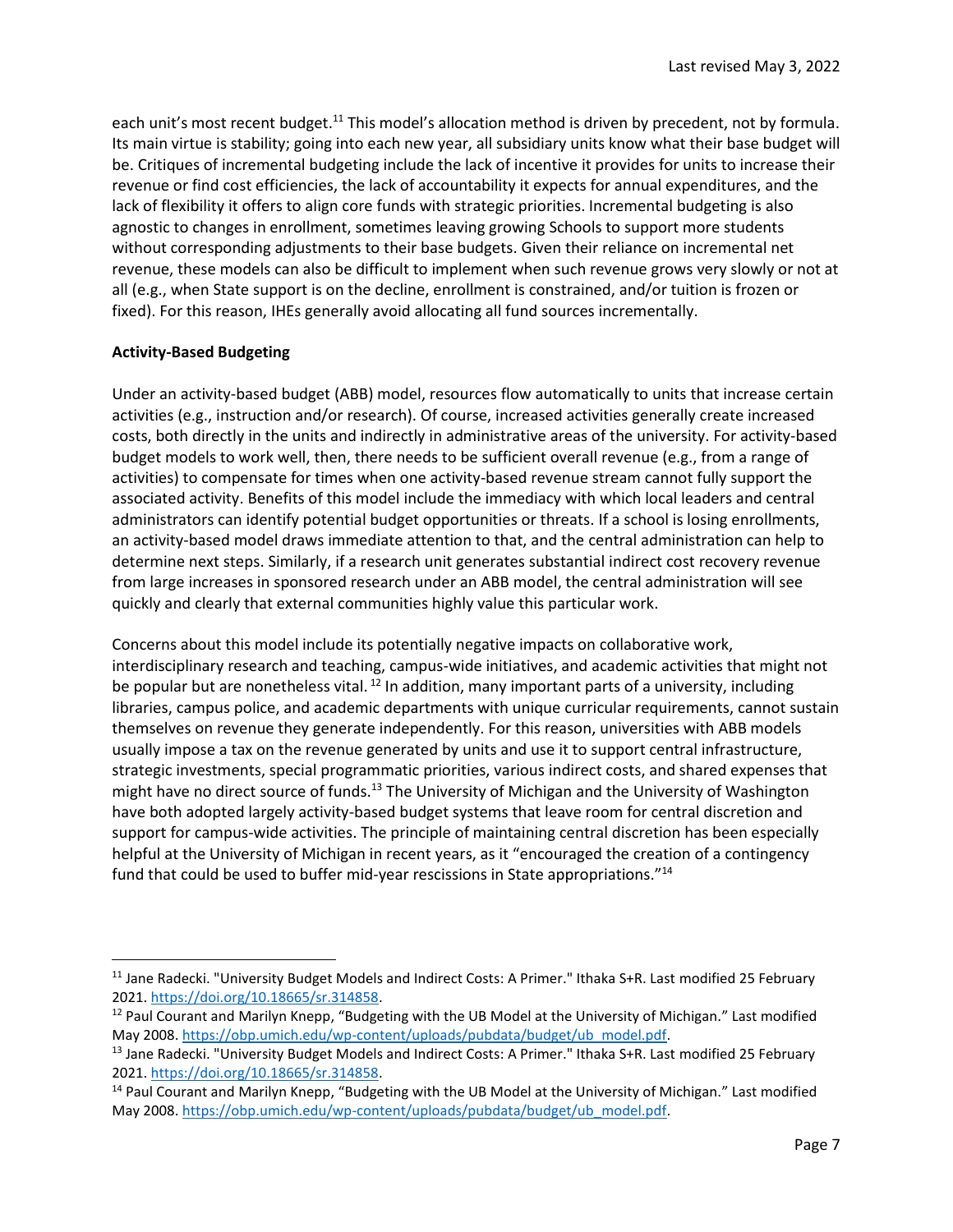each unit's most recent budget.[11] This model's allocation method is driven by precedent, not by formula. Its main virtue is stability; going into each new year, all subsidiary units know what their base budget will be. Critiques of incremental budgeting include the lack of incentive it provides for units to increase their revenue or find cost efficiencies, the lack of accountability it expects for annual expenditures, and the lack of flexibility it offers to align core funds with strategic priorities. Incremental budgeting is also agnostic to changes in enrollment, sometimes leaving growing Schools to support more students without corresponding adjustments to their base budgets. Given their reliance on incremental net revenue, these models can also be difficult to implement when such revenue grows very slowly or not at all (e.g., when State support is on the decline, enrollment is constrained, and/or tuition is frozen or fixed). For this reason, IHEs generally avoid allocating all fund sources incrementally.

**Activity-Based Budgeting**

Under an activity-based budget (ABB) model, resources flow automatically to units that increase certain activities (e.g., instruction and/or research). Of course, increased activities generally create increased costs, both directly in the units and indirectly in administrative areas of the university. For activity-based budget models to work well, then, there needs to be sufficient overall revenue (e.g., from a range of activities) to compensate for times when one activity-based revenue stream cannot fully support the associated activity. Benefits of this model include the immediacy with which local leaders and central administrators can identify potential budget opportunities or threats. If a school is losing enrollments, an activity-based model draws immediate attention to that, and the central administration can help to determine next steps. Similarly, if a research unit generates substantial indirect cost recovery revenue from large increases in sponsored research under an ABB model, the central administration will see quickly and clearly that external communities highly value this particular work.

Concerns about this model include its potentially negative impacts on collaborative work, interdisciplinary research and teaching, campus-wide initiatives, and academic activities that might not be popular but are nonetheless vital.[12] In addition, many important parts of a university, including libraries, campus police, and academic departments with unique curricular requirements, cannot sustain themselves on revenue they generate independently. For this reason, universities with ABB models usually impose a tax on the revenue generated by units and use it to support central infrastructure, strategic investments, special programmatic priorities, various indirect costs, and shared expenses that might have no direct source of funds.[13] The University of Michigan and the University of Washington have both adopted largely activity-based budget systems that leave room for central discretion and support for campus-wide activities. The principle of maintaining central discretion has been especially helpful at the University of Michigan in recent years, as it "encouraged the creation of a contingency fund that could be used to buffer mid-year rescissions in State appropriations."[14]

---

[11] Jane Radecki. "University Budget Models and Indirect Costs: A Primer." Ithaka S+R. Last modified 25 February 2021. https://doi.org/10.18665/sr.314858.

[12] Paul Courant and Marilyn Knepp, "Budgeting with the UB Model at the University of Michigan." Last modified May 2008. https://obp.umich.edu/wp-content/uploads/pubdata/budget/ub_model.pdf.

[13] Jane Radecki. "University Budget Models and Indirect Costs: A Primer." Ithaka S+R. Last modified 25 February 2021. https://doi.org/10.18665/sr.314858.

[14] Paul Courant and Marilyn Knepp, "Budgeting with the UB Model at the University of Michigan." Last modified May 2008. https://obp.umich.edu/wp-content/uploads/pubdata/budget/ub_model.pdf.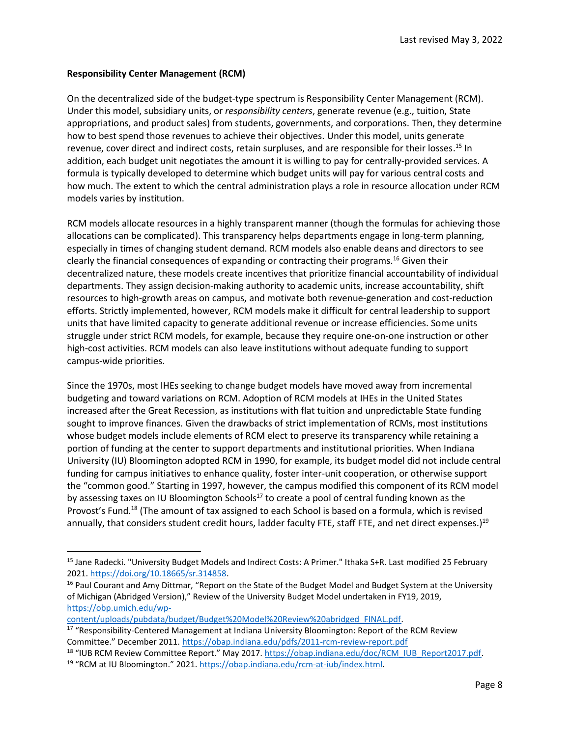**Responsibility Center Management (RCM)**

On the decentralized side of the budget-type spectrum is Responsibility Center Management (RCM). Under this model, subsidiary units, or *responsibility centers*, generate revenue (e.g., tuition, State appropriations, and product sales) from students, governments, and corporations. Then, they determine how to best spend those revenues to achieve their objectives. Under this model, units generate revenue, cover direct and indirect costs, retain surpluses, and are responsible for their losses.[15] In addition, each budget unit negotiates the amount it is willing to pay for centrally-provided services. A formula is typically developed to determine which budget units will pay for various central costs and how much. The extent to which the central administration plays a role in resource allocation under RCM models varies by institution.

RCM models allocate resources in a highly transparent manner (though the formulas for achieving those allocations can be complicated). This transparency helps departments engage in long-term planning, especially in times of changing student demand. RCM models also enable deans and directors to see clearly the financial consequences of expanding or contracting their programs.[16] Given their decentralized nature, these models create incentives that prioritize financial accountability of individual departments. They assign decision-making authority to academic units, increase accountability, shift resources to high-growth areas on campus, and motivate both revenue-generation and cost-reduction efforts. Strictly implemented, however, RCM models make it difficult for central leadership to support units that have limited capacity to generate additional revenue or increase efficiencies. Some units struggle under strict RCM models, for example, because they require one-on-one instruction or other high-cost activities. RCM models can also leave institutions without adequate funding to support campus-wide priorities.

Since the 1970s, most IHEs seeking to change budget models have moved away from incremental budgeting and toward variations on RCM. Adoption of RCM models at IHEs in the United States increased after the Great Recession, as institutions with flat tuition and unpredictable State funding sought to improve finances. Given the drawbacks of strict implementation of RCMs, most institutions whose budget models include elements of RCM elect to preserve its transparency while retaining a portion of funding at the center to support departments and institutional priorities. When Indiana University (IU) Bloomington adopted RCM in 1990, for example, its budget model did not include central funding for campus initiatives to enhance quality, foster inter-unit cooperation, or otherwise support the "common good." Starting in 1997, however, the campus modified this component of its RCM model by assessing taxes on IU Bloomington Schools[17] to create a pool of central funding known as the Provost's Fund.[18] (The amount of tax assigned to each School is based on a formula, which is revised annually, that considers student credit hours, ladder faculty FTE, staff FTE, and net direct expenses.)[19]

---

[15] Jane Radecki. "University Budget Models and Indirect Costs: A Primer." Ithaka S+R. Last modified 25 February 2021. https://doi.org/10.18665/sr.314858.

[16] Paul Courant and Amy Dittmar, "Report on the State of the Budget Model and Budget System at the University of Michigan (Abridged Version)," Review of the University Budget Model undertaken in FY19, 2019, https://obp.umich.edu/wp-content/uploads/pubdata/budget/Budget%20Model%20Review%20abridged_FINAL.pdf.

[17] "Responsibility-Centered Management at Indiana University Bloomington: Report of the RCM Review Committee." December 2011. https://obap.indiana.edu/pdfs/2011-rcm-review-report.pdf

[18] "IUB RCM Review Committee Report." May 2017. https://obap.indiana.edu/doc/RCM_IUB_Report2017.pdf.

[19] "RCM at IU Bloomington." 2021. https://obap.indiana.edu/rcm-at-iub/index.html.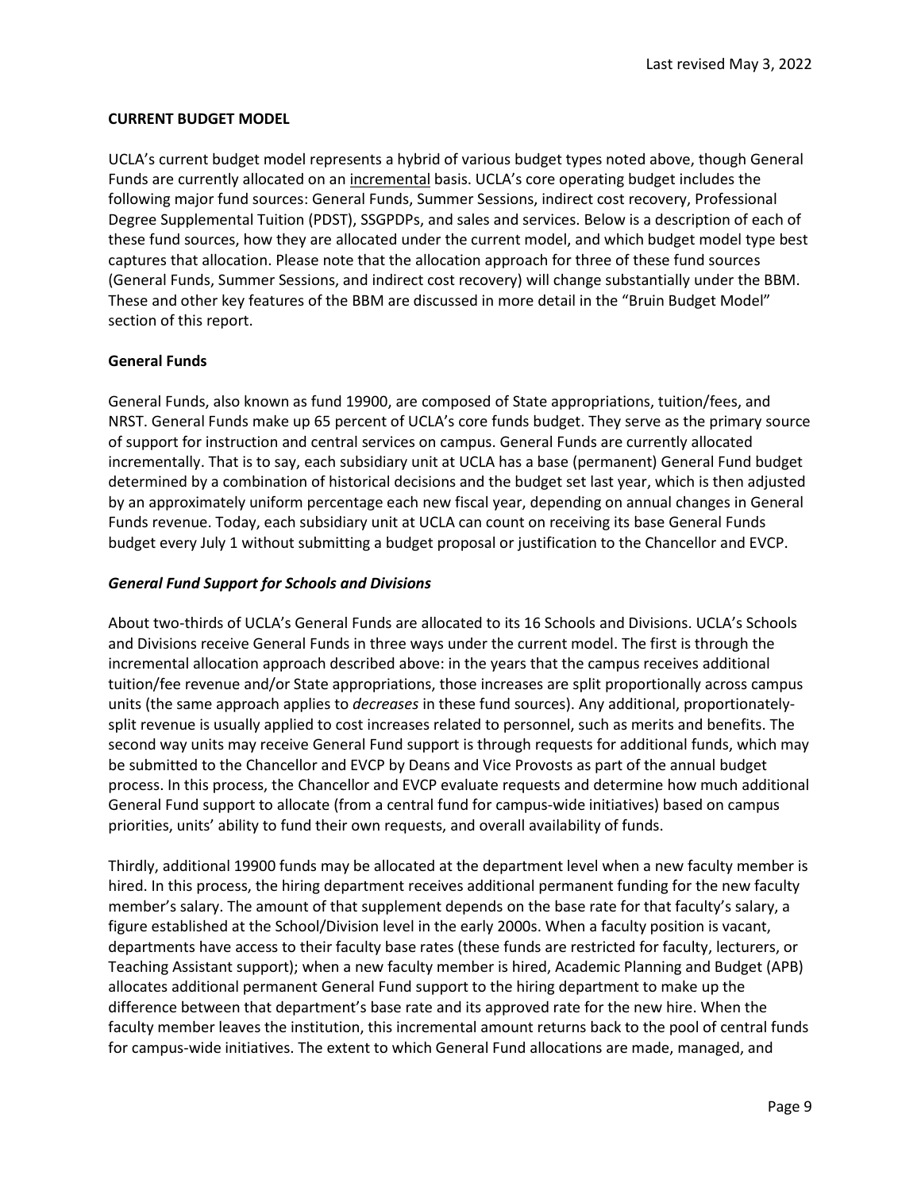## CURRENT BUDGET MODEL

UCLA's current budget model represents a hybrid of various budget types noted above, though General Funds are currently allocated on an <u>incremental</u> basis. UCLA's core operating budget includes the following major fund sources: General Funds, Summer Sessions, indirect cost recovery, Professional Degree Supplemental Tuition (PDST), SSGPDPs, and sales and services. Below is a description of each of these fund sources, how they are allocated under the current model, and which budget model type best captures that allocation. Please note that the allocation approach for three of these fund sources (General Funds, Summer Sessions, and indirect cost recovery) will change substantially under the BBM. These and other key features of the BBM are discussed in more detail in the "Bruin Budget Model" section of this report.

### General Funds

General Funds, also known as fund 19900, are composed of State appropriations, tuition/fees, and NRST. General Funds make up 65 percent of UCLA's core funds budget. They serve as the primary source of support for instruction and central services on campus. General Funds are currently allocated incrementally. That is to say, each subsidiary unit at UCLA has a base (permanent) General Fund budget determined by a combination of historical decisions and the budget set last year, which is then adjusted by an approximately uniform percentage each new fiscal year, depending on annual changes in General Funds revenue. Today, each subsidiary unit at UCLA can count on receiving its base General Funds budget every July 1 without submitting a budget proposal or justification to the Chancellor and EVCP.

#### *General Fund Support for Schools and Divisions*

About two-thirds of UCLA's General Funds are allocated to its 16 Schools and Divisions. UCLA's Schools and Divisions receive General Funds in three ways under the current model. The first is through the incremental allocation approach described above: in the years that the campus receives additional tuition/fee revenue and/or State appropriations, those increases are split proportionally across campus units (the same approach applies to *decreases* in these fund sources). Any additional, proportionately-split revenue is usually applied to cost increases related to personnel, such as merits and benefits. The second way units may receive General Fund support is through requests for additional funds, which may be submitted to the Chancellor and EVCP by Deans and Vice Provosts as part of the annual budget process. In this process, the Chancellor and EVCP evaluate requests and determine how much additional General Fund support to allocate (from a central fund for campus-wide initiatives) based on campus priorities, units' ability to fund their own requests, and overall availability of funds.

Thirdly, additional 19900 funds may be allocated at the department level when a new faculty member is hired. In this process, the hiring department receives additional permanent funding for the new faculty member's salary. The amount of that supplement depends on the base rate for that faculty's salary, a figure established at the School/Division level in the early 2000s. When a faculty position is vacant, departments have access to their faculty base rates (these funds are restricted for faculty, lecturers, or Teaching Assistant support); when a new faculty member is hired, Academic Planning and Budget (APB) allocates additional permanent General Fund support to the hiring department to make up the difference between that department's base rate and its approved rate for the new hire. When the faculty member leaves the institution, this incremental amount returns back to the pool of central funds for campus-wide initiatives. The extent to which General Fund allocations are made, managed, and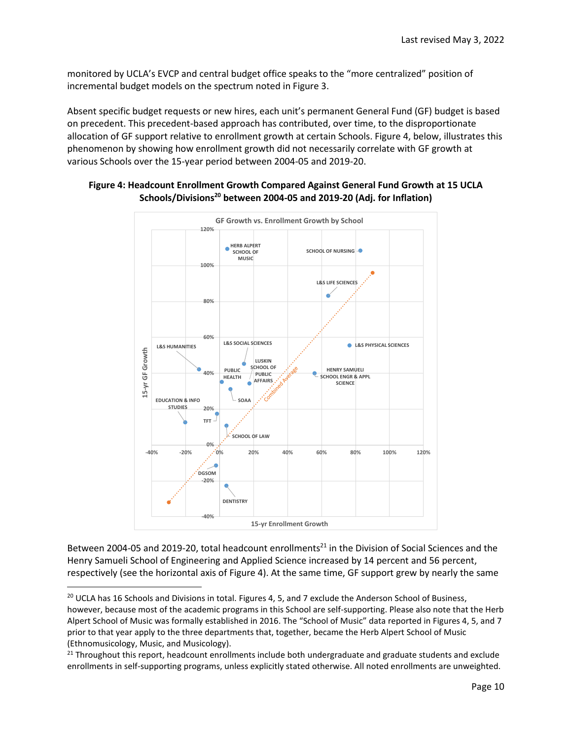monitored by UCLA's EVCP and central budget office speaks to the "more centralized" position of incremental budget models on the spectrum noted in Figure 3.

Absent specific budget requests or new hires, each unit's permanent General Fund (GF) budget is based on precedent. This precedent-based approach has contributed, over time, to the disproportionate allocation of GF support relative to enrollment growth at certain Schools. Figure 4, below, illustrates this phenomenon by showing how enrollment growth did not necessarily correlate with GF growth at various Schools over the 15-year period between 2004-05 and 2019-20.

**Figure 4: Headcount Enrollment Growth Compared Against General Fund Growth at 15 UCLA Schools/Divisions[20] between 2004-05 and 2019-20 (Adj. for Inflation)**

GF Growth vs. Enrollment Growth by School

Between 2004-05 and 2019-20, total headcount enrollments[21] in the Division of Social Sciences and the Henry Samueli School of Engineering and Applied Science increased by 14 percent and 56 percent, respectively (see the horizontal axis of Figure 4). At the same time, GF support grew by nearly the same

---

[20] UCLA has 16 Schools and Divisions in total. Figures 4, 5, and 7 exclude the Anderson School of Business, however, because most of the academic programs in this School are self-supporting. Please also note that the Herb Alpert School of Music was formally established in 2016. The "School of Music" data reported in Figures 4, 5, and 7 prior to that year apply to the three departments that, together, became the Herb Alpert School of Music (Ethnomusicology, Music, and Musicology).

[21] Throughout this report, headcount enrollments include both undergraduate and graduate students and exclude enrollments in self-supporting programs, unless explicitly stated otherwise. All noted enrollments are unweighted.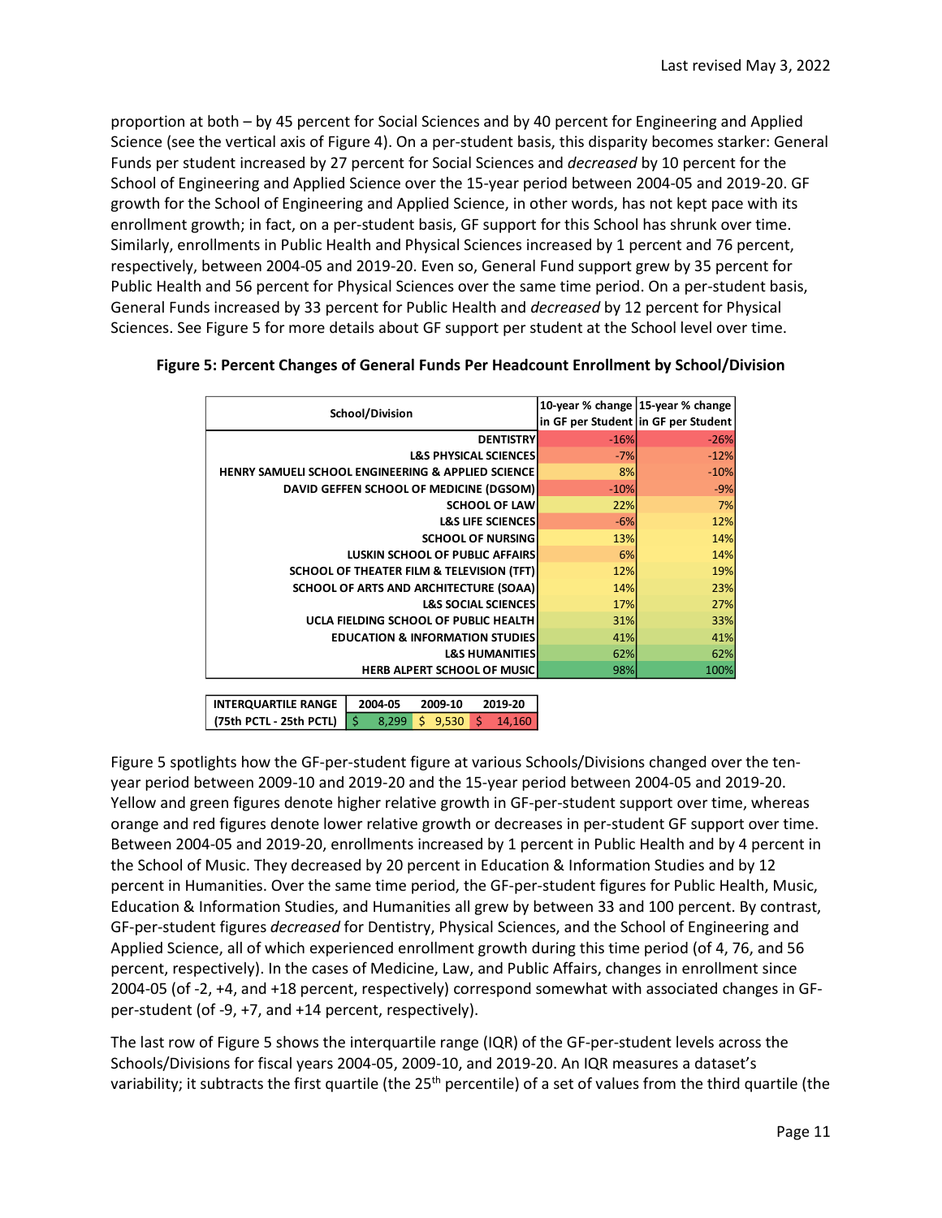proportion at both – by 45 percent for Social Sciences and by 40 percent for Engineering and Applied Science (see the vertical axis of Figure 4). On a per-student basis, this disparity becomes starker: General Funds per student increased by 27 percent for Social Sciences and *decreased* by 10 percent for the School of Engineering and Applied Science over the 15-year period between 2004-05 and 2019-20. GF growth for the School of Engineering and Applied Science, in other words, has not kept pace with its enrollment growth; in fact, on a per-student basis, GF support for this School has shrunk over time. Similarly, enrollments in Public Health and Physical Sciences increased by 1 percent and 76 percent, respectively, between 2004-05 and 2019-20. Even so, General Fund support grew by 35 percent for Public Health and 56 percent for Physical Sciences over the same time period. On a per-student basis, General Funds increased by 33 percent for Public Health and *decreased* by 12 percent for Physical Sciences. See Figure 5 for more details about GF support per student at the School level over time.

**Figure 5: Percent Changes of General Funds Per Headcount Enrollment by School/Division**

| School/Division | 10-year % change in GF per Student | 15-year % change in GF per Student |
|---|---|---|
| DENTISTRY | -16% | -26% |
| L&S PHYSICAL SCIENCES | -7% | -12% |
| HENRY SAMUELI SCHOOL ENGINEERING & APPLIED SCIENCE | 8% | -10% |
| DAVID GEFFEN SCHOOL OF MEDICINE (DGSOM) | -10% | -9% |
| SCHOOL OF LAW | 22% | 7% |
| L&S LIFE SCIENCES | -6% | 12% |
| SCHOOL OF NURSING | 13% | 14% |
| LUSKIN SCHOOL OF PUBLIC AFFAIRS | 6% | 14% |
| SCHOOL OF THEATER FILM & TELEVISION (TFT) | 12% | 19% |
| SCHOOL OF ARTS AND ARCHITECTURE (SOAA) | 14% | 23% |
| L&S SOCIAL SCIENCES | 17% | 27% |
| UCLA FIELDING SCHOOL OF PUBLIC HEALTH | 31% | 33% |
| EDUCATION & INFORMATION STUDIES | 41% | 41% |
| L&S HUMANITIES | 62% | 62% |
| HERB ALPERT SCHOOL OF MUSIC | 98% | 100% |

| INTERQUARTILE RANGE (75th PCTL - 25th PCTL) | 2004-05 | 2009-10 | 2019-20 |
|---|---|---|---|
| | $ 8,299 | $ 9,530 | $ 14,160 |

Figure 5 spotlights how the GF-per-student figure at various Schools/Divisions changed over the ten-year period between 2009-10 and 2019-20 and the 15-year period between 2004-05 and 2019-20. Yellow and green figures denote higher relative growth in GF-per-student support over time, whereas orange and red figures denote lower relative growth or decreases in per-student GF support over time. Between 2004-05 and 2019-20, enrollments increased by 1 percent in Public Health and by 4 percent in the School of Music. They decreased by 20 percent in Education & Information Studies and by 12 percent in Humanities. Over the same time period, the GF-per-student figures for Public Health, Music, Education & Information Studies, and Humanities all grew by between 33 and 100 percent. By contrast, GF-per-student figures *decreased* for Dentistry, Physical Sciences, and the School of Engineering and Applied Science, all of which experienced enrollment growth during this time period (of 4, 76, and 56 percent, respectively). In the cases of Medicine, Law, and Public Affairs, changes in enrollment since 2004-05 (of -2, +4, and +18 percent, respectively) correspond somewhat with associated changes in GF-per-student (of -9, +7, and +14 percent, respectively).

The last row of Figure 5 shows the interquartile range (IQR) of the GF-per-student levels across the Schools/Divisions for fiscal years 2004-05, 2009-10, and 2019-20. An IQR measures a dataset's variability; it subtracts the first quartile (the 25th percentile) of a set of values from the third quartile (the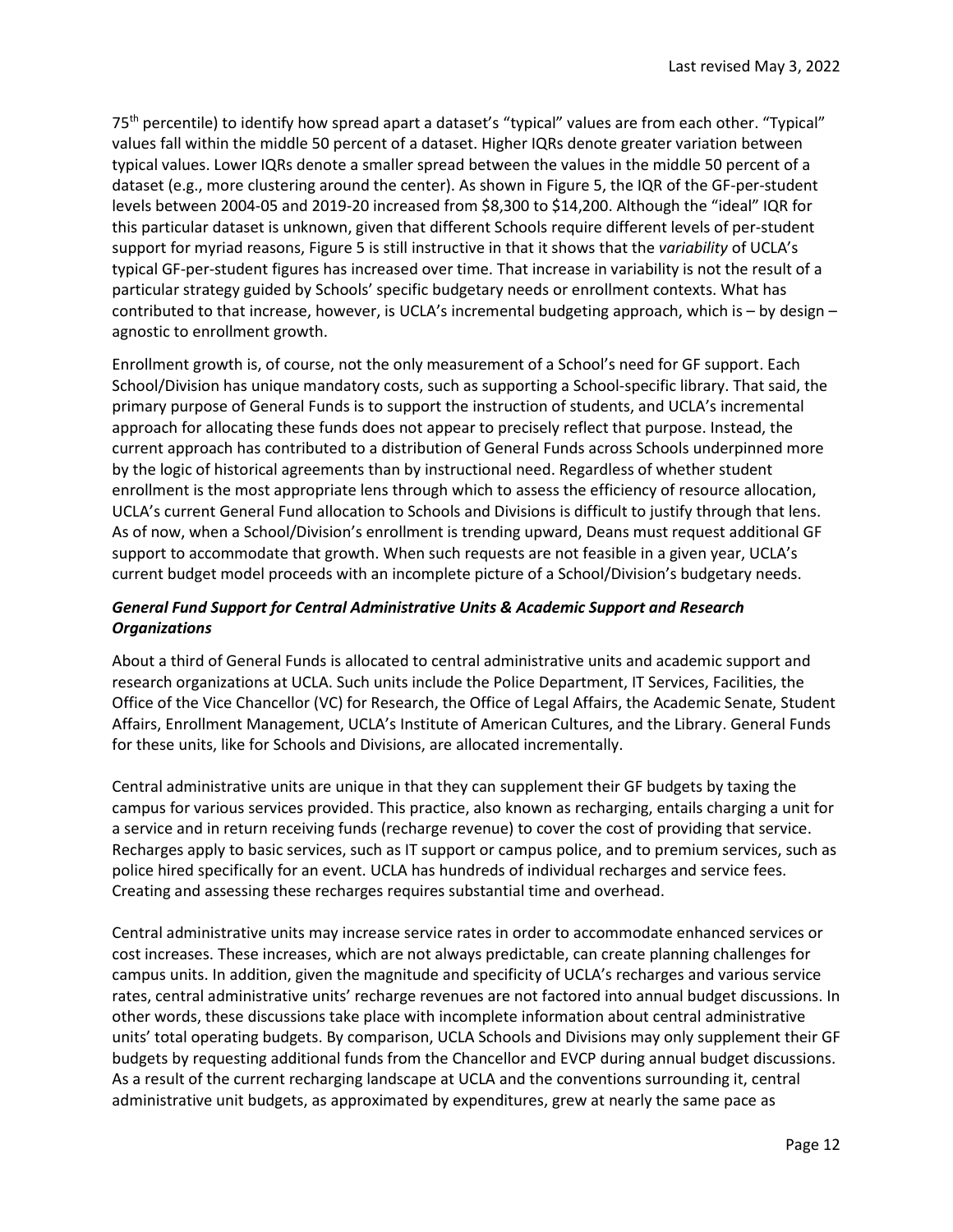75th percentile) to identify how spread apart a dataset's "typical" values are from each other. "Typical" values fall within the middle 50 percent of a dataset. Higher IQRs denote greater variation between typical values. Lower IQRs denote a smaller spread between the values in the middle 50 percent of a dataset (e.g., more clustering around the center). As shown in Figure 5, the IQR of the GF-per-student levels between 2004-05 and 2019-20 increased from $8,300 to $14,200. Although the "ideal" IQR for this particular dataset is unknown, given that different Schools require different levels of per-student support for myriad reasons, Figure 5 is still instructive in that it shows that the *variability* of UCLA's typical GF-per-student figures has increased over time. That increase in variability is not the result of a particular strategy guided by Schools' specific budgetary needs or enrollment contexts. What has contributed to that increase, however, is UCLA's incremental budgeting approach, which is – by design – agnostic to enrollment growth.

Enrollment growth is, of course, not the only measurement of a School's need for GF support. Each School/Division has unique mandatory costs, such as supporting a School-specific library. That said, the primary purpose of General Funds is to support the instruction of students, and UCLA's incremental approach for allocating these funds does not appear to precisely reflect that purpose. Instead, the current approach has contributed to a distribution of General Funds across Schools underpinned more by the logic of historical agreements than by instructional need. Regardless of whether student enrollment is the most appropriate lens through which to assess the efficiency of resource allocation, UCLA's current General Fund allocation to Schools and Divisions is difficult to justify through that lens. As of now, when a School/Division's enrollment is trending upward, Deans must request additional GF support to accommodate that growth. When such requests are not feasible in a given year, UCLA's current budget model proceeds with an incomplete picture of a School/Division's budgetary needs.

***General Fund Support for Central Administrative Units & Academic Support and Research Organizations***

About a third of General Funds is allocated to central administrative units and academic support and research organizations at UCLA. Such units include the Police Department, IT Services, Facilities, the Office of the Vice Chancellor (VC) for Research, the Office of Legal Affairs, the Academic Senate, Student Affairs, Enrollment Management, UCLA's Institute of American Cultures, and the Library. General Funds for these units, like for Schools and Divisions, are allocated incrementally.

Central administrative units are unique in that they can supplement their GF budgets by taxing the campus for various services provided. This practice, also known as recharging, entails charging a unit for a service and in return receiving funds (recharge revenue) to cover the cost of providing that service. Recharges apply to basic services, such as IT support or campus police, and to premium services, such as police hired specifically for an event. UCLA has hundreds of individual recharges and service fees. Creating and assessing these recharges requires substantial time and overhead.

Central administrative units may increase service rates in order to accommodate enhanced services or cost increases. These increases, which are not always predictable, can create planning challenges for campus units. In addition, given the magnitude and specificity of UCLA's recharges and various service rates, central administrative units' recharge revenues are not factored into annual budget discussions. In other words, these discussions take place with incomplete information about central administrative units' total operating budgets. By comparison, UCLA Schools and Divisions may only supplement their GF budgets by requesting additional funds from the Chancellor and EVCP during annual budget discussions. As a result of the current recharging landscape at UCLA and the conventions surrounding it, central administrative unit budgets, as approximated by expenditures, grew at nearly the same pace as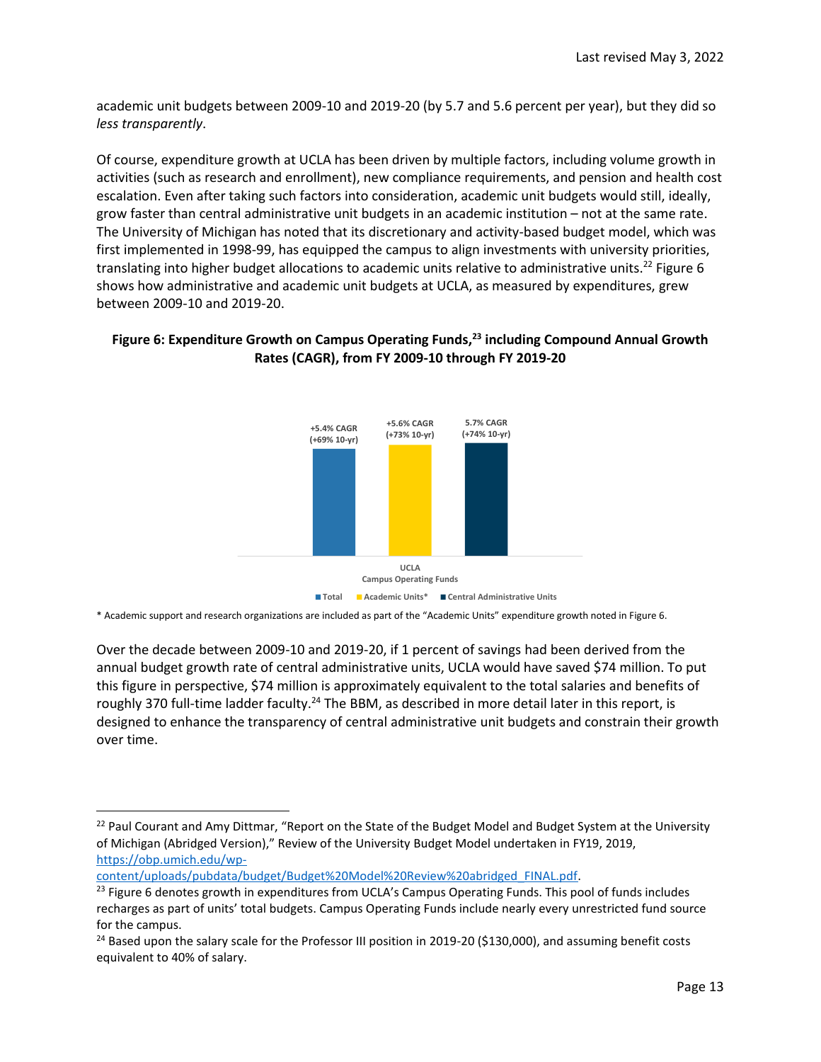academic unit budgets between 2009-10 and 2019-20 (by 5.7 and 5.6 percent per year), but they did so *less transparently*.

Of course, expenditure growth at UCLA has been driven by multiple factors, including volume growth in activities (such as research and enrollment), new compliance requirements, and pension and health cost escalation. Even after taking such factors into consideration, academic unit budgets would still, ideally, grow faster than central administrative unit budgets in an academic institution – not at the same rate. The University of Michigan has noted that its discretionary and activity-based budget model, which was first implemented in 1998-99, has equipped the campus to align investments with university priorities, translating into higher budget allocations to academic units relative to administrative units.[22] Figure 6 shows how administrative and academic unit budgets at UCLA, as measured by expenditures, grew between 2009-10 and 2019-20.

**Figure 6: Expenditure Growth on Campus Operating Funds,[23] including Compound Annual Growth Rates (CAGR), from FY 2009-10 through FY 2019-20**

+5.4% CAGR (+69% 10-yr)

+5.6% CAGR (+73% 10-yr)

5.7% CAGR (+74% 10-yr)

UCLA
Campus Operating Funds

Total | Academic Units* | Central Administrative Units

\* Academic support and research organizations are included as part of the "Academic Units" expenditure growth noted in Figure 6.

Over the decade between 2009-10 and 2019-20, if 1 percent of savings had been derived from the annual budget growth rate of central administrative units, UCLA would have saved $74 million. To put this figure in perspective, $74 million is approximately equivalent to the total salaries and benefits of roughly 370 full-time ladder faculty.[24] The BBM, as described in more detail later in this report, is designed to enhance the transparency of central administrative unit budgets and constrain their growth over time.

---

[22] Paul Courant and Amy Dittmar, "Report on the State of the Budget Model and Budget System at the University of Michigan (Abridged Version)," Review of the University Budget Model undertaken in FY19, 2019, https://obp.umich.edu/wp-content/uploads/pubdata/budget/Budget%20Model%20Review%20abridged_FINAL.pdf.

[23] Figure 6 denotes growth in expenditures from UCLA's Campus Operating Funds. This pool of funds includes recharges as part of units' total budgets. Campus Operating Funds include nearly every unrestricted fund source for the campus.

[24] Based upon the salary scale for the Professor III position in 2019-20 ($130,000), and assuming benefit costs equivalent to 40% of salary.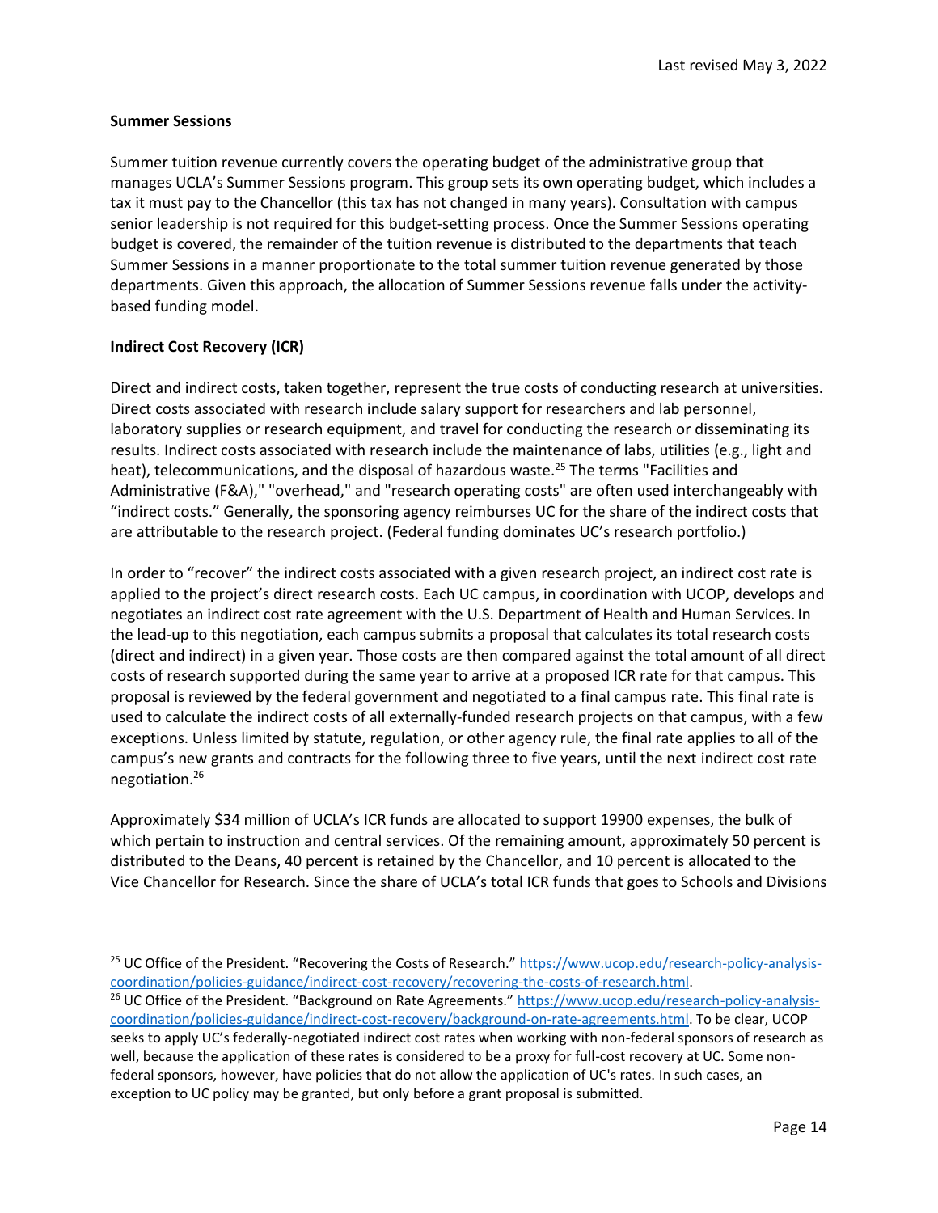**Summer Sessions**

Summer tuition revenue currently covers the operating budget of the administrative group that manages UCLA's Summer Sessions program. This group sets its own operating budget, which includes a tax it must pay to the Chancellor (this tax has not changed in many years). Consultation with campus senior leadership is not required for this budget-setting process. Once the Summer Sessions operating budget is covered, the remainder of the tuition revenue is distributed to the departments that teach Summer Sessions in a manner proportionate to the total summer tuition revenue generated by those departments. Given this approach, the allocation of Summer Sessions revenue falls under the activity-based funding model.

**Indirect Cost Recovery (ICR)**

Direct and indirect costs, taken together, represent the true costs of conducting research at universities. Direct costs associated with research include salary support for researchers and lab personnel, laboratory supplies or research equipment, and travel for conducting the research or disseminating its results. Indirect costs associated with research include the maintenance of labs, utilities (e.g., light and heat), telecommunications, and the disposal of hazardous waste.[25] The terms "Facilities and Administrative (F&A)," "overhead," and "research operating costs" are often used interchangeably with "indirect costs." Generally, the sponsoring agency reimburses UC for the share of the indirect costs that are attributable to the research project. (Federal funding dominates UC's research portfolio.)

In order to "recover" the indirect costs associated with a given research project, an indirect cost rate is applied to the project's direct research costs. Each UC campus, in coordination with UCOP, develops and negotiates an indirect cost rate agreement with the U.S. Department of Health and Human Services. In the lead-up to this negotiation, each campus submits a proposal that calculates its total research costs (direct and indirect) in a given year. Those costs are then compared against the total amount of all direct costs of research supported during the same year to arrive at a proposed ICR rate for that campus. This proposal is reviewed by the federal government and negotiated to a final campus rate. This final rate is used to calculate the indirect costs of all externally-funded research projects on that campus, with a few exceptions. Unless limited by statute, regulation, or other agency rule, the final rate applies to all of the campus's new grants and contracts for the following three to five years, until the next indirect cost rate negotiation.[26]

Approximately $34 million of UCLA's ICR funds are allocated to support 19900 expenses, the bulk of which pertain to instruction and central services. Of the remaining amount, approximately 50 percent is distributed to the Deans, 40 percent is retained by the Chancellor, and 10 percent is allocated to the Vice Chancellor for Research. Since the share of UCLA's total ICR funds that goes to Schools and Divisions

---

[25] UC Office of the President. "Recovering the Costs of Research." https://www.ucop.edu/research-policy-analysis-coordination/policies-guidance/indirect-cost-recovery/recovering-the-costs-of-research.html.

[26] UC Office of the President. "Background on Rate Agreements." https://www.ucop.edu/research-policy-analysis-coordination/policies-guidance/indirect-cost-recovery/background-on-rate-agreements.html. To be clear, UCOP seeks to apply UC's federally-negotiated indirect cost rates when working with non-federal sponsors of research as well, because the application of these rates is considered to be a proxy for full-cost recovery at UC. Some non-federal sponsors, however, have policies that do not allow the application of UC's rates. In such cases, an exception to UC policy may be granted, but only before a grant proposal is submitted.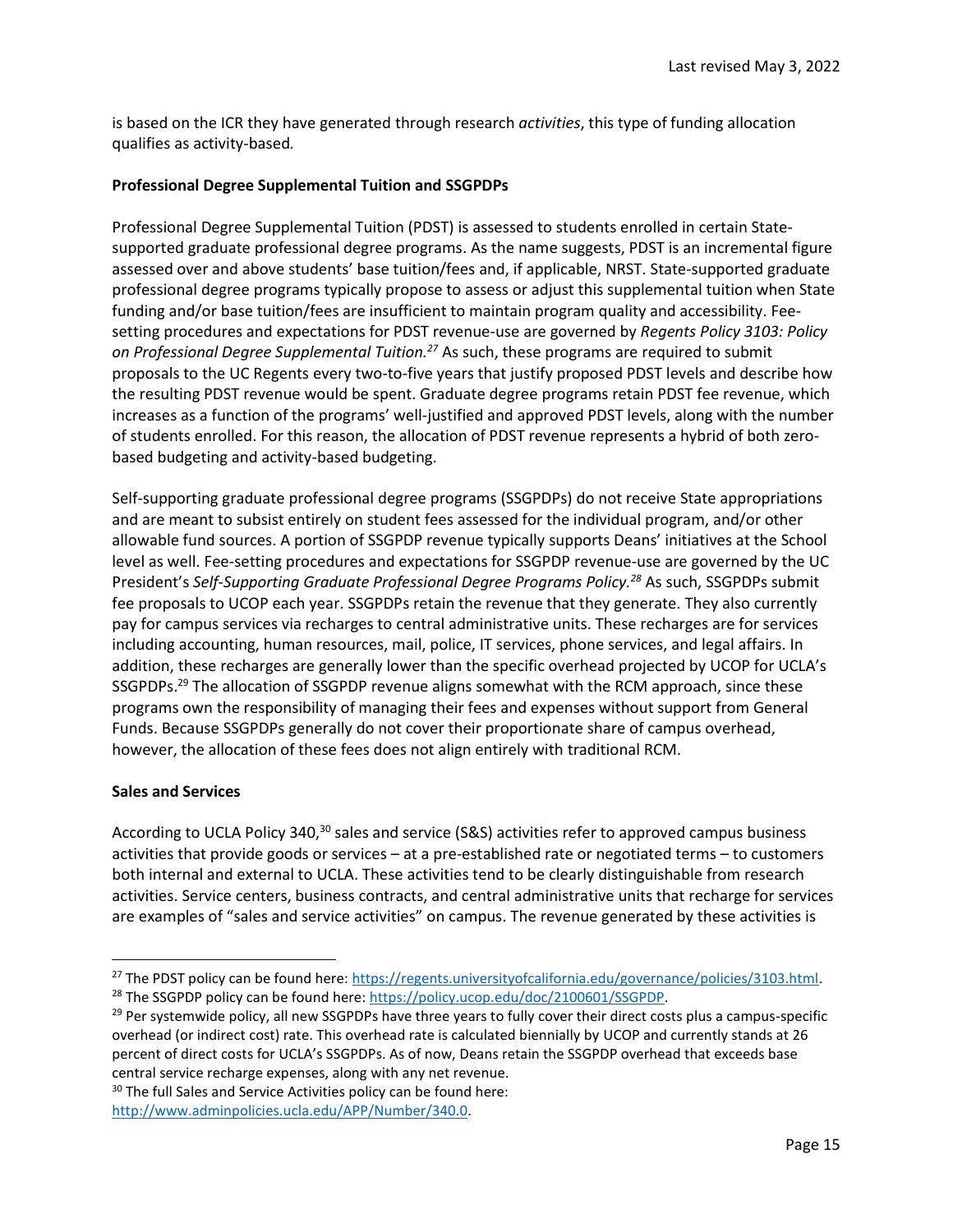is based on the ICR they have generated through research *activities*, this type of funding allocation qualifies as activity-based.

**Professional Degree Supplemental Tuition and SSGPDPs**

Professional Degree Supplemental Tuition (PDST) is assessed to students enrolled in certain State-supported graduate professional degree programs. As the name suggests, PDST is an incremental figure assessed over and above students' base tuition/fees and, if applicable, NRST. State-supported graduate professional degree programs typically propose to assess or adjust this supplemental tuition when State funding and/or base tuition/fees are insufficient to maintain program quality and accessibility. Fee-setting procedures and expectations for PDST revenue-use are governed by *Regents Policy 3103: Policy on Professional Degree Supplemental Tuition.*[27] As such, these programs are required to submit proposals to the UC Regents every two-to-five years that justify proposed PDST levels and describe how the resulting PDST revenue would be spent. Graduate degree programs retain PDST fee revenue, which increases as a function of the programs' well-justified and approved PDST levels, along with the number of students enrolled. For this reason, the allocation of PDST revenue represents a hybrid of both zero-based budgeting and activity-based budgeting.

Self-supporting graduate professional degree programs (SSGPDPs) do not receive State appropriations and are meant to subsist entirely on student fees assessed for the individual program, and/or other allowable fund sources. A portion of SSGPDP revenue typically supports Deans' initiatives at the School level as well. Fee-setting procedures and expectations for SSGPDP revenue-use are governed by the UC President's *Self-Supporting Graduate Professional Degree Programs Policy.*[28] As such, SSGPDPs submit fee proposals to UCOP each year. SSGPDPs retain the revenue that they generate. They also currently pay for campus services via recharges to central administrative units. These recharges are for services including accounting, human resources, mail, police, IT services, phone services, and legal affairs. In addition, these recharges are generally lower than the specific overhead projected by UCOP for UCLA's SSGPDPs.[29] The allocation of SSGPDP revenue aligns somewhat with the RCM approach, since these programs own the responsibility of managing their fees and expenses without support from General Funds. Because SSGPDPs generally do not cover their proportionate share of campus overhead, however, the allocation of these fees does not align entirely with traditional RCM.

**Sales and Services**

According to UCLA Policy 340,[30] sales and service (S&S) activities refer to approved campus business activities that provide goods or services – at a pre-established rate or negotiated terms – to customers both internal and external to UCLA. These activities tend to be clearly distinguishable from research activities. Service centers, business contracts, and central administrative units that recharge for services are examples of "sales and service activities" on campus. The revenue generated by these activities is

---

[27] The PDST policy can be found here: https://regents.universityofcalifornia.edu/governance/policies/3103.html.

[28] The SSGPDP policy can be found here: https://policy.ucop.edu/doc/2100601/SSGPDP.

[29] Per systemwide policy, all new SSGPDPs have three years to fully cover their direct costs plus a campus-specific overhead (or indirect cost) rate. This overhead rate is calculated biennially by UCOP and currently stands at 26 percent of direct costs for UCLA's SSGPDPs. As of now, Deans retain the SSGPDP overhead that exceeds base central service recharge expenses, along with any net revenue.

[30] The full Sales and Service Activities policy can be found here: http://www.adminpolicies.ucla.edu/APP/Number/340.0.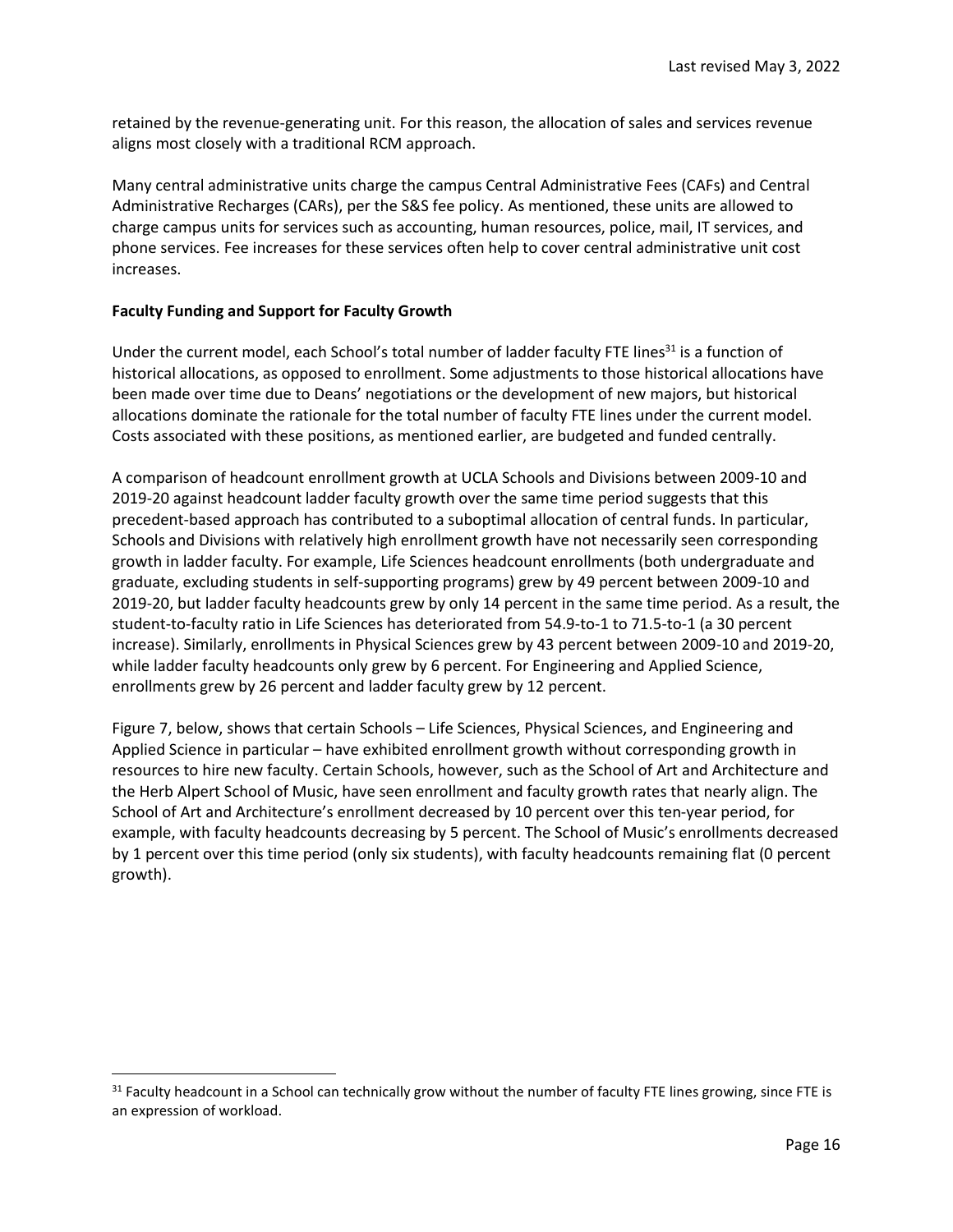retained by the revenue-generating unit. For this reason, the allocation of sales and services revenue aligns most closely with a traditional RCM approach.

Many central administrative units charge the campus Central Administrative Fees (CAFs) and Central Administrative Recharges (CARs), per the S&S fee policy. As mentioned, these units are allowed to charge campus units for services such as accounting, human resources, police, mail, IT services, and phone services. Fee increases for these services often help to cover central administrative unit cost increases.

**Faculty Funding and Support for Faculty Growth**

Under the current model, each School's total number of ladder faculty FTE lines[31] is a function of historical allocations, as opposed to enrollment. Some adjustments to those historical allocations have been made over time due to Deans' negotiations or the development of new majors, but historical allocations dominate the rationale for the total number of faculty FTE lines under the current model. Costs associated with these positions, as mentioned earlier, are budgeted and funded centrally.

A comparison of headcount enrollment growth at UCLA Schools and Divisions between 2009-10 and 2019-20 against headcount ladder faculty growth over the same time period suggests that this precedent-based approach has contributed to a suboptimal allocation of central funds. In particular, Schools and Divisions with relatively high enrollment growth have not necessarily seen corresponding growth in ladder faculty. For example, Life Sciences headcount enrollments (both undergraduate and graduate, excluding students in self-supporting programs) grew by 49 percent between 2009-10 and 2019-20, but ladder faculty headcounts grew by only 14 percent in the same time period. As a result, the student-to-faculty ratio in Life Sciences has deteriorated from 54.9-to-1 to 71.5-to-1 (a 30 percent increase). Similarly, enrollments in Physical Sciences grew by 43 percent between 2009-10 and 2019-20, while ladder faculty headcounts only grew by 6 percent. For Engineering and Applied Science, enrollments grew by 26 percent and ladder faculty grew by 12 percent.

Figure 7, below, shows that certain Schools – Life Sciences, Physical Sciences, and Engineering and Applied Science in particular – have exhibited enrollment growth without corresponding growth in resources to hire new faculty. Certain Schools, however, such as the School of Art and Architecture and the Herb Alpert School of Music, have seen enrollment and faculty growth rates that nearly align. The School of Art and Architecture's enrollment decreased by 10 percent over this ten-year period, for example, with faculty headcounts decreasing by 5 percent. The School of Music's enrollments decreased by 1 percent over this time period (only six students), with faculty headcounts remaining flat (0 percent growth).

[31] Faculty headcount in a School can technically grow without the number of faculty FTE lines growing, since FTE is an expression of workload.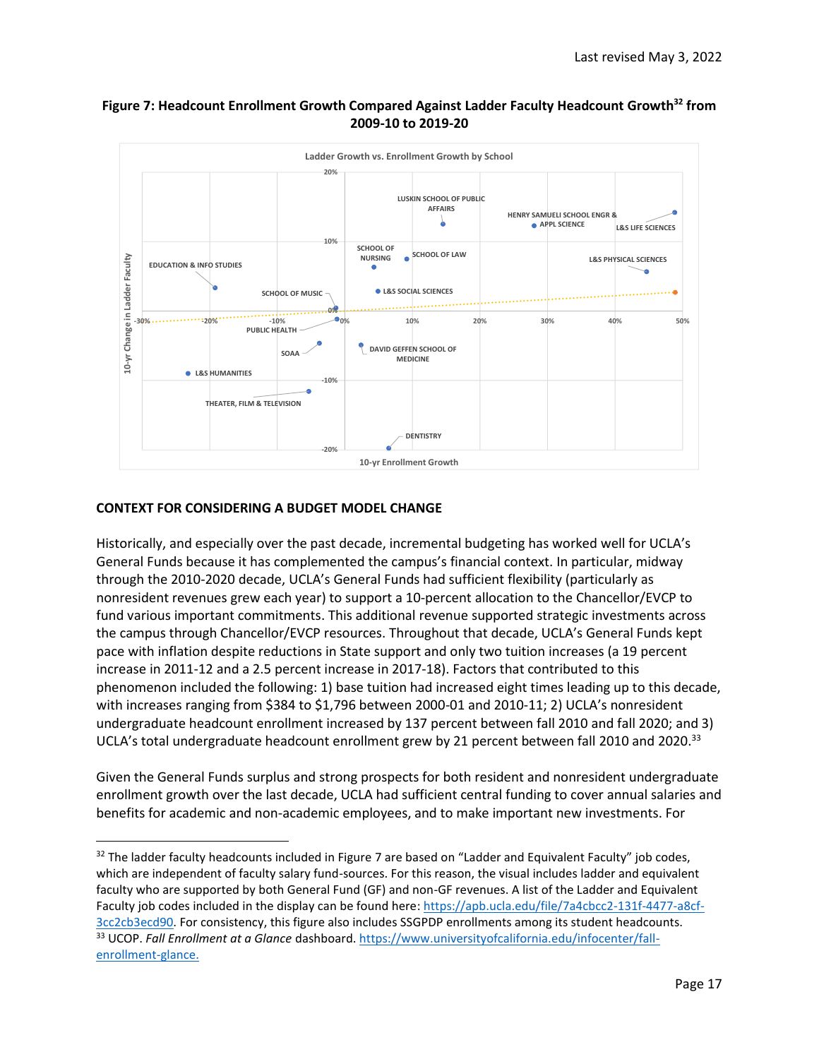**Figure 7: Headcount Enrollment Growth Compared Against Ladder Faculty Headcount Growth[32] from 2009-10 to 2019-20**

Ladder Growth vs. Enrollment Growth by School

10-yr Change in Ladder Faculty

10-yr Enrollment Growth

LUSKIN SCHOOL OF PUBLIC AFFAIRS; HENRY SAMUELI SCHOOL ENGR & APPL SCIENCE; L&S LIFE SCIENCES; SCHOOL OF NURSING; SCHOOL OF LAW; L&S PHYSICAL SCIENCES; EDUCATION & INFO STUDIES; L&S SOCIAL SCIENCES; SCHOOL OF MUSIC; PUBLIC HEALTH; SOAA; DAVID GEFFEN SCHOOL OF MEDICINE; L&S HUMANITIES; THEATER, FILM & TELEVISION; DENTISTRY

## CONTEXT FOR CONSIDERING A BUDGET MODEL CHANGE

Historically, and especially over the past decade, incremental budgeting has worked well for UCLA's General Funds because it has complemented the campus's financial context. In particular, midway through the 2010-2020 decade, UCLA's General Funds had sufficient flexibility (particularly as nonresident revenues grew each year) to support a 10-percent allocation to the Chancellor/EVCP to fund various important commitments. This additional revenue supported strategic investments across the campus through Chancellor/EVCP resources. Throughout that decade, UCLA's General Funds kept pace with inflation despite reductions in State support and only two tuition increases (a 19 percent increase in 2011-12 and a 2.5 percent increase in 2017-18). Factors that contributed to this phenomenon included the following: 1) base tuition had increased eight times leading up to this decade, with increases ranging from $384 to $1,796 between 2000-01 and 2010-11; 2) UCLA's nonresident undergraduate headcount enrollment increased by 137 percent between fall 2010 and fall 2020; and 3) UCLA's total undergraduate headcount enrollment grew by 21 percent between fall 2010 and 2020.[33]

Given the General Funds surplus and strong prospects for both resident and nonresident undergraduate enrollment growth over the last decade, UCLA had sufficient central funding to cover annual salaries and benefits for academic and non-academic employees, and to make important new investments. For

[32] The ladder faculty headcounts included in Figure 7 are based on "Ladder and Equivalent Faculty" job codes, which are independent of faculty salary fund-sources. For this reason, the visual includes ladder and equivalent faculty who are supported by both General Fund (GF) and non-GF revenues. A list of the Ladder and Equivalent Faculty job codes included in the display can be found here: https://apb.ucla.edu/file/7a4cbcc2-131f-4477-a8cf-3cc2cb3ecd90. For consistency, this figure also includes SSGPDP enrollments among its student headcounts.

[33] UCOP. *Fall Enrollment at a Glance* dashboard. https://www.universityofcalifornia.edu/infocenter/fall-enrollment-glance.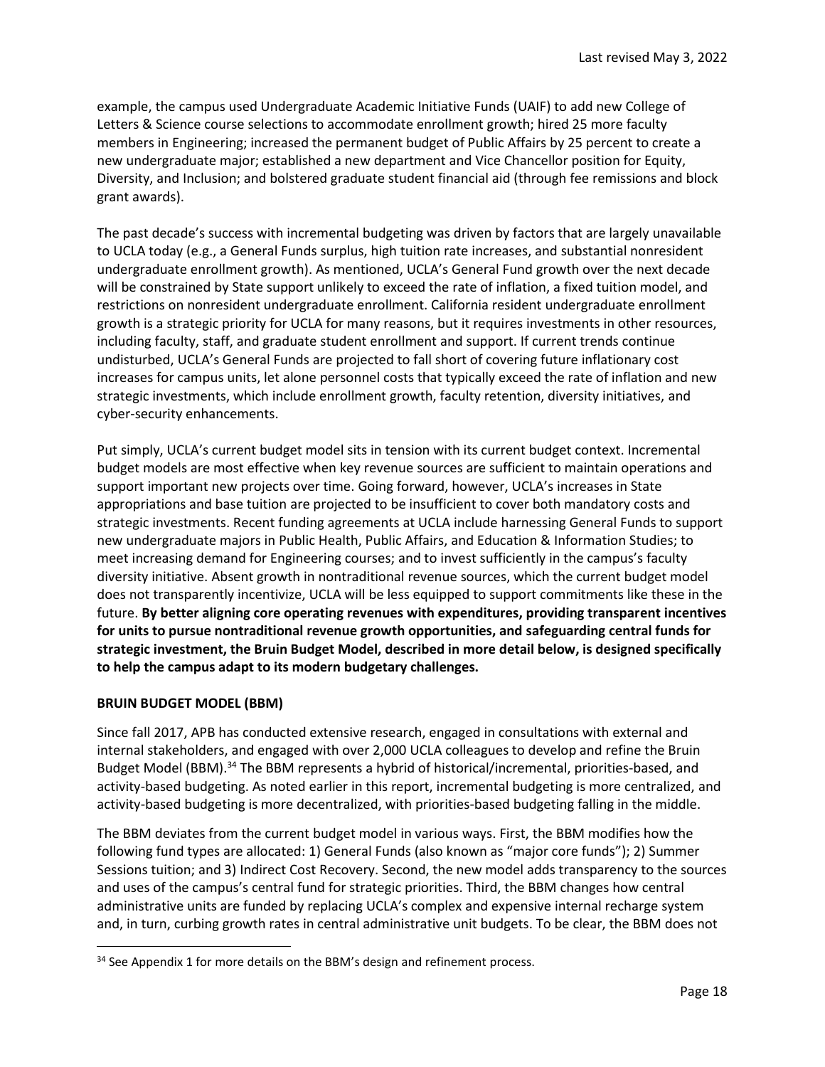example, the campus used Undergraduate Academic Initiative Funds (UAIF) to add new College of Letters & Science course selections to accommodate enrollment growth; hired 25 more faculty members in Engineering; increased the permanent budget of Public Affairs by 25 percent to create a new undergraduate major; established a new department and Vice Chancellor position for Equity, Diversity, and Inclusion; and bolstered graduate student financial aid (through fee remissions and block grant awards).

The past decade's success with incremental budgeting was driven by factors that are largely unavailable to UCLA today (e.g., a General Funds surplus, high tuition rate increases, and substantial nonresident undergraduate enrollment growth). As mentioned, UCLA's General Fund growth over the next decade will be constrained by State support unlikely to exceed the rate of inflation, a fixed tuition model, and restrictions on nonresident undergraduate enrollment. California resident undergraduate enrollment growth is a strategic priority for UCLA for many reasons, but it requires investments in other resources, including faculty, staff, and graduate student enrollment and support. If current trends continue undisturbed, UCLA's General Funds are projected to fall short of covering future inflationary cost increases for campus units, let alone personnel costs that typically exceed the rate of inflation and new strategic investments, which include enrollment growth, faculty retention, diversity initiatives, and cyber-security enhancements.

Put simply, UCLA's current budget model sits in tension with its current budget context. Incremental budget models are most effective when key revenue sources are sufficient to maintain operations and support important new projects over time. Going forward, however, UCLA's increases in State appropriations and base tuition are projected to be insufficient to cover both mandatory costs and strategic investments. Recent funding agreements at UCLA include harnessing General Funds to support new undergraduate majors in Public Health, Public Affairs, and Education & Information Studies; to meet increasing demand for Engineering courses; and to invest sufficiently in the campus's faculty diversity initiative. Absent growth in nontraditional revenue sources, which the current budget model does not transparently incentivize, UCLA will be less equipped to support commitments like these in the future. **By better aligning core operating revenues with expenditures, providing transparent incentives for units to pursue nontraditional revenue growth opportunities, and safeguarding central funds for strategic investment, the Bruin Budget Model, described in more detail below, is designed specifically to help the campus adapt to its modern budgetary challenges.**

## BRUIN BUDGET MODEL (BBM)

Since fall 2017, APB has conducted extensive research, engaged in consultations with external and internal stakeholders, and engaged with over 2,000 UCLA colleagues to develop and refine the Bruin Budget Model (BBM).[34] The BBM represents a hybrid of historical/incremental, priorities-based, and activity-based budgeting. As noted earlier in this report, incremental budgeting is more centralized, and activity-based budgeting is more decentralized, with priorities-based budgeting falling in the middle.

The BBM deviates from the current budget model in various ways. First, the BBM modifies how the following fund types are allocated: 1) General Funds (also known as "major core funds"); 2) Summer Sessions tuition; and 3) Indirect Cost Recovery. Second, the new model adds transparency to the sources and uses of the campus's central fund for strategic priorities. Third, the BBM changes how central administrative units are funded by replacing UCLA's complex and expensive internal recharge system and, in turn, curbing growth rates in central administrative unit budgets. To be clear, the BBM does not

[34] See Appendix 1 for more details on the BBM's design and refinement process.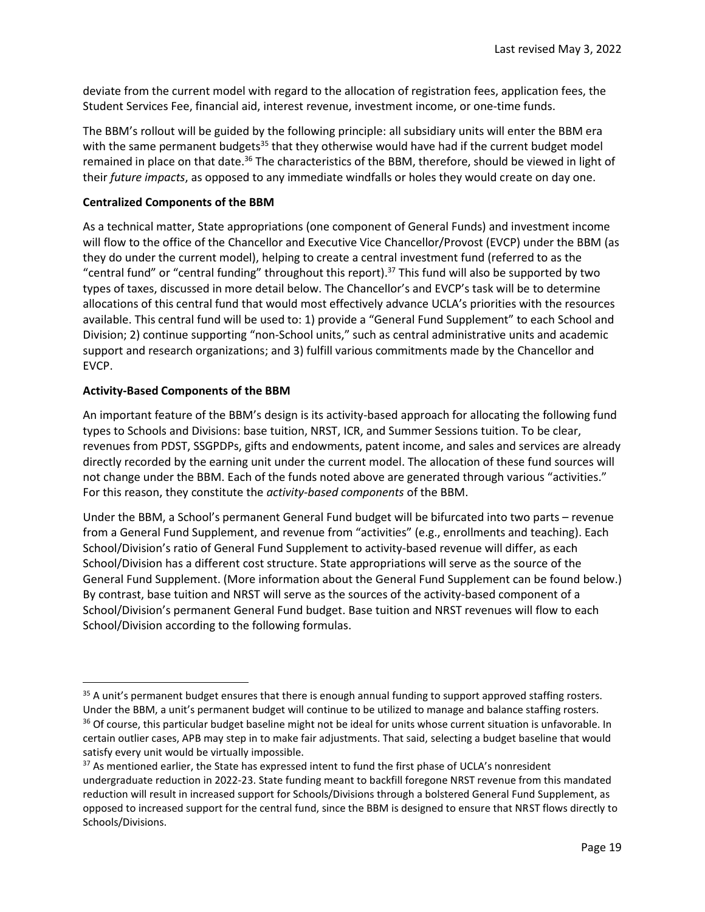deviate from the current model with regard to the allocation of registration fees, application fees, the Student Services Fee, financial aid, interest revenue, investment income, or one-time funds.

The BBM's rollout will be guided by the following principle: all subsidiary units will enter the BBM era with the same permanent budgets[35] that they otherwise would have had if the current budget model remained in place on that date.[36] The characteristics of the BBM, therefore, should be viewed in light of their *future impacts*, as opposed to any immediate windfalls or holes they would create on day one.

**Centralized Components of the BBM**

As a technical matter, State appropriations (one component of General Funds) and investment income will flow to the office of the Chancellor and Executive Vice Chancellor/Provost (EVCP) under the BBM (as they do under the current model), helping to create a central investment fund (referred to as the "central fund" or "central funding" throughout this report).[37] This fund will also be supported by two types of taxes, discussed in more detail below. The Chancellor's and EVCP's task will be to determine allocations of this central fund that would most effectively advance UCLA's priorities with the resources available. This central fund will be used to: 1) provide a "General Fund Supplement" to each School and Division; 2) continue supporting "non-School units," such as central administrative units and academic support and research organizations; and 3) fulfill various commitments made by the Chancellor and EVCP.

**Activity-Based Components of the BBM**

An important feature of the BBM's design is its activity-based approach for allocating the following fund types to Schools and Divisions: base tuition, NRST, ICR, and Summer Sessions tuition. To be clear, revenues from PDST, SSGPDPs, gifts and endowments, patent income, and sales and services are already directly recorded by the earning unit under the current model. The allocation of these fund sources will not change under the BBM. Each of the funds noted above are generated through various "activities." For this reason, they constitute the *activity-based components* of the BBM.

Under the BBM, a School's permanent General Fund budget will be bifurcated into two parts – revenue from a General Fund Supplement, and revenue from "activities" (e.g., enrollments and teaching). Each School/Division's ratio of General Fund Supplement to activity-based revenue will differ, as each School/Division has a different cost structure. State appropriations will serve as the source of the General Fund Supplement. (More information about the General Fund Supplement can be found below.) By contrast, base tuition and NRST will serve as the sources of the activity-based component of a School/Division's permanent General Fund budget. Base tuition and NRST revenues will flow to each School/Division according to the following formulas.

---

[35] A unit's permanent budget ensures that there is enough annual funding to support approved staffing rosters. Under the BBM, a unit's permanent budget will continue to be utilized to manage and balance staffing rosters.

[36] Of course, this particular budget baseline might not be ideal for units whose current situation is unfavorable. In certain outlier cases, APB may step in to make fair adjustments. That said, selecting a budget baseline that would satisfy every unit would be virtually impossible.

[37] As mentioned earlier, the State has expressed intent to fund the first phase of UCLA's nonresident undergraduate reduction in 2022-23. State funding meant to backfill foregone NRST revenue from this mandated reduction will result in increased support for Schools/Divisions through a bolstered General Fund Supplement, as opposed to increased support for the central fund, since the BBM is designed to ensure that NRST flows directly to Schools/Divisions.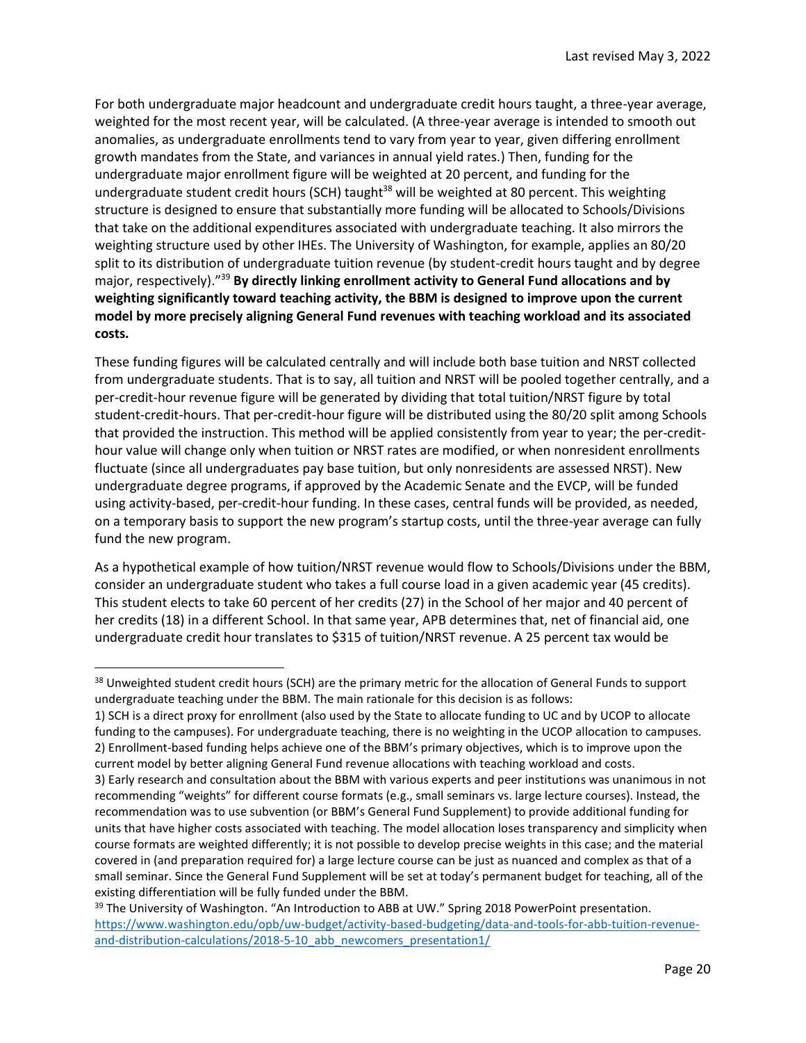For both undergraduate major headcount and undergraduate credit hours taught, a three-year average, weighted for the most recent year, will be calculated. (A three-year average is intended to smooth out anomalies, as undergraduate enrollments tend to vary from year to year, given differing enrollment growth mandates from the State, and variances in annual yield rates.) Then, funding for the undergraduate major enrollment figure will be weighted at 20 percent, and funding for the undergraduate student credit hours (SCH) taught[38] will be weighted at 80 percent. This weighting structure is designed to ensure that substantially more funding will be allocated to Schools/Divisions that take on the additional expenditures associated with undergraduate teaching. It also mirrors the weighting structure used by other IHEs. The University of Washington, for example, applies an 80/20 split to its distribution of undergraduate tuition revenue (by student-credit hours taught and by degree major, respectively)."[39] **By directly linking enrollment activity to General Fund allocations and by weighting significantly toward teaching activity, the BBM is designed to improve upon the current model by more precisely aligning General Fund revenues with teaching workload and its associated costs.**

These funding figures will be calculated centrally and will include both base tuition and NRST collected from undergraduate students. That is to say, all tuition and NRST will be pooled together centrally, and a per-credit-hour revenue figure will be generated by dividing that total tuition/NRST figure by total student-credit-hours. That per-credit-hour figure will be distributed using the 80/20 split among Schools that provided the instruction. This method will be applied consistently from year to year; the per-credit-hour value will change only when tuition or NRST rates are modified, or when nonresident enrollments fluctuate (since all undergraduates pay base tuition, but only nonresidents are assessed NRST). New undergraduate degree programs, if approved by the Academic Senate and the EVCP, will be funded using activity-based, per-credit-hour funding. In these cases, central funds will be provided, as needed, on a temporary basis to support the new program's startup costs, until the three-year average can fully fund the new program.

As a hypothetical example of how tuition/NRST revenue would flow to Schools/Divisions under the BBM, consider an undergraduate student who takes a full course load in a given academic year (45 credits). This student elects to take 60 percent of her credits (27) in the School of her major and 40 percent of her credits (18) in a different School. In that same year, APB determines that, net of financial aid, one undergraduate credit hour translates to $315 of tuition/NRST revenue. A 25 percent tax would be

---

[38] Unweighted student credit hours (SCH) are the primary metric for the allocation of General Funds to support undergraduate teaching under the BBM. The main rationale for this decision is as follows:

1) SCH is a direct proxy for enrollment (also used by the State to allocate funding to UC and by UCOP to allocate funding to the campuses). For undergraduate teaching, there is no weighting in the UCOP allocation to campuses.

2) Enrollment-based funding helps achieve one of the BBM's primary objectives, which is to improve upon the current model by better aligning General Fund revenue allocations with teaching workload and costs.

3) Early research and consultation about the BBM with various experts and peer institutions was unanimous in not recommending "weights" for different course formats (e.g., small seminars vs. large lecture courses). Instead, the recommendation was to use subvention (or BBM's General Fund Supplement) to provide additional funding for units that have higher costs associated with teaching. The model allocation loses transparency and simplicity when course formats are weighted differently; it is not possible to develop precise weights in this case; and the material covered in (and preparation required for) a large lecture course can be just as nuanced and complex as that of a small seminar. Since the General Fund Supplement will be set at today's permanent budget for teaching, all of the existing differentiation will be fully funded under the BBM.

[39] The University of Washington. "An Introduction to ABB at UW." Spring 2018 PowerPoint presentation. https://www.washington.edu/opb/uw-budget/activity-based-budgeting/data-and-tools-for-abb-tuition-revenue-and-distribution-calculations/2018-5-10_abb_newcomers_presentation1/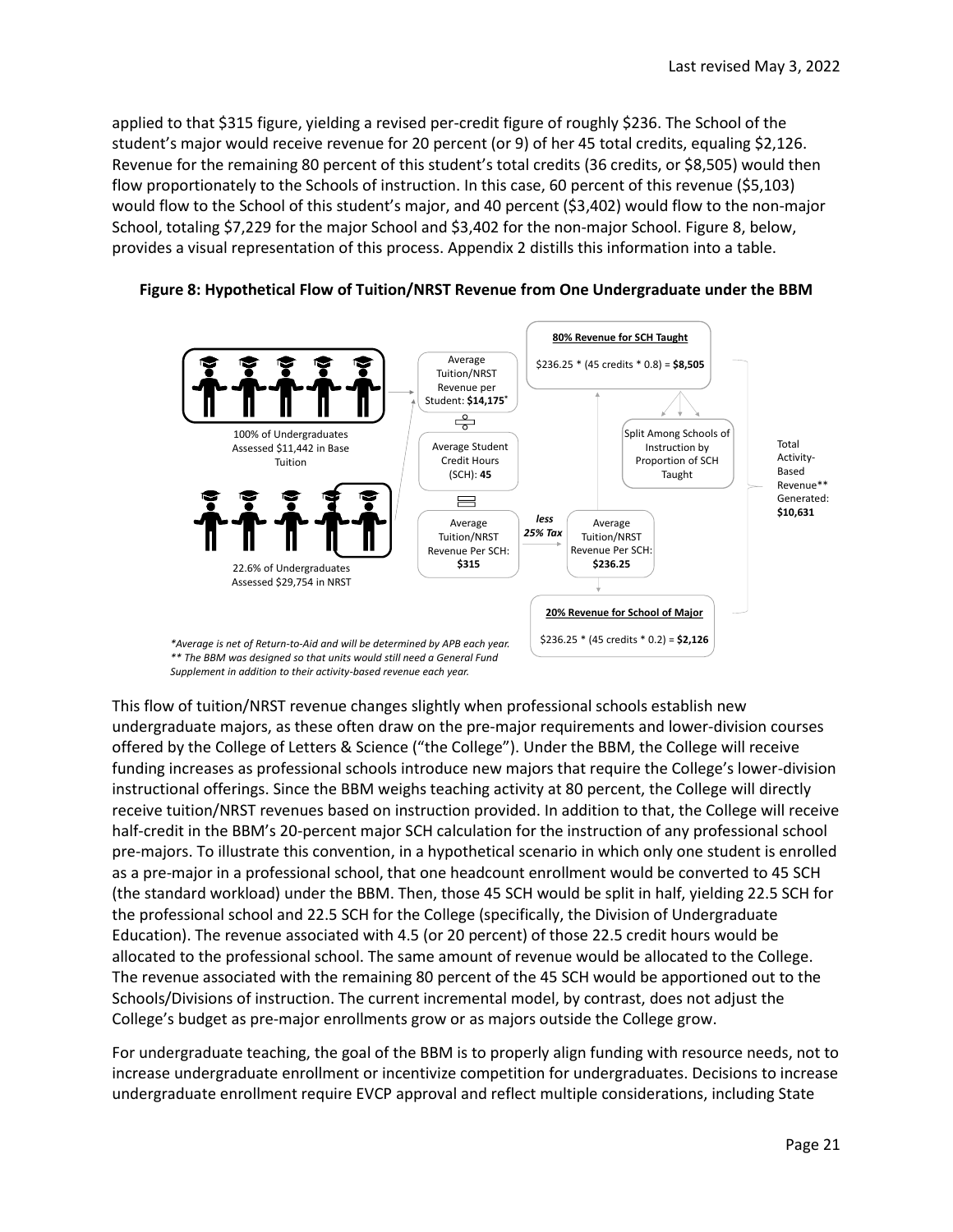applied to that $315 figure, yielding a revised per-credit figure of roughly $236. The School of the student's major would receive revenue for 20 percent (or 9) of her 45 total credits, equaling $2,126. Revenue for the remaining 80 percent of this student's total credits (36 credits, or $8,505) would then flow proportionately to the Schools of instruction. In this case, 60 percent of this revenue ($5,103) would flow to the School of this student's major, and 40 percent ($3,402) would flow to the non-major School, totaling $7,229 for the major School and $3,402 for the non-major School. Figure 8, below, provides a visual representation of this process. Appendix 2 distills this information into a table.

**Figure 8: Hypothetical Flow of Tuition/NRST Revenue from One Undergraduate under the BBM**

100% of Undergraduates Assessed $11,442 in Base Tuition

22.6% of Undergraduates Assessed $29,754 in NRST

Average Tuition/NRST Revenue per Student: **$14,175***

÷

Average Student Credit Hours (SCH): **45**

=

Average Tuition/NRST Revenue Per SCH: **$315**

***less 25% Tax***

Average Tuition/NRST Revenue Per SCH: **$236.25**

**80% Revenue for SCH Taught**

$236.25 * (45 credits * 0.8) = **$8,505**

Split Among Schools of Instruction by Proportion of SCH Taught

**20% Revenue for School of Major**

$236.25 * (45 credits * 0.2) = **$2,126**

Total Activity-Based Revenue** Generated: **$10,631**

*\*Average is net of Return-to-Aid and will be determined by APB each year.*
*\*\* The BBM was designed so that units would still need a General Fund Supplement in addition to their activity-based revenue each year.*

This flow of tuition/NRST revenue changes slightly when professional schools establish new undergraduate majors, as these often draw on the pre-major requirements and lower-division courses offered by the College of Letters & Science ("the College"). Under the BBM, the College will receive funding increases as professional schools introduce new majors that require the College's lower-division instructional offerings. Since the BBM weighs teaching activity at 80 percent, the College will directly receive tuition/NRST revenues based on instruction provided. In addition to that, the College will receive half-credit in the BBM's 20-percent major SCH calculation for the instruction of any professional school pre-majors. To illustrate this convention, in a hypothetical scenario in which only one student is enrolled as a pre-major in a professional school, that one headcount enrollment would be converted to 45 SCH (the standard workload) under the BBM. Then, those 45 SCH would be split in half, yielding 22.5 SCH for the professional school and 22.5 SCH for the College (specifically, the Division of Undergraduate Education). The revenue associated with 4.5 (or 20 percent) of those 22.5 credit hours would be allocated to the professional school. The same amount of revenue would be allocated to the College. The revenue associated with the remaining 80 percent of the 45 SCH would be apportioned out to the Schools/Divisions of instruction. The current incremental model, by contrast, does not adjust the College's budget as pre-major enrollments grow or as majors outside the College grow.

For undergraduate teaching, the goal of the BBM is to properly align funding with resource needs, not to increase undergraduate enrollment or incentivize competition for undergraduates. Decisions to increase undergraduate enrollment require EVCP approval and reflect multiple considerations, including State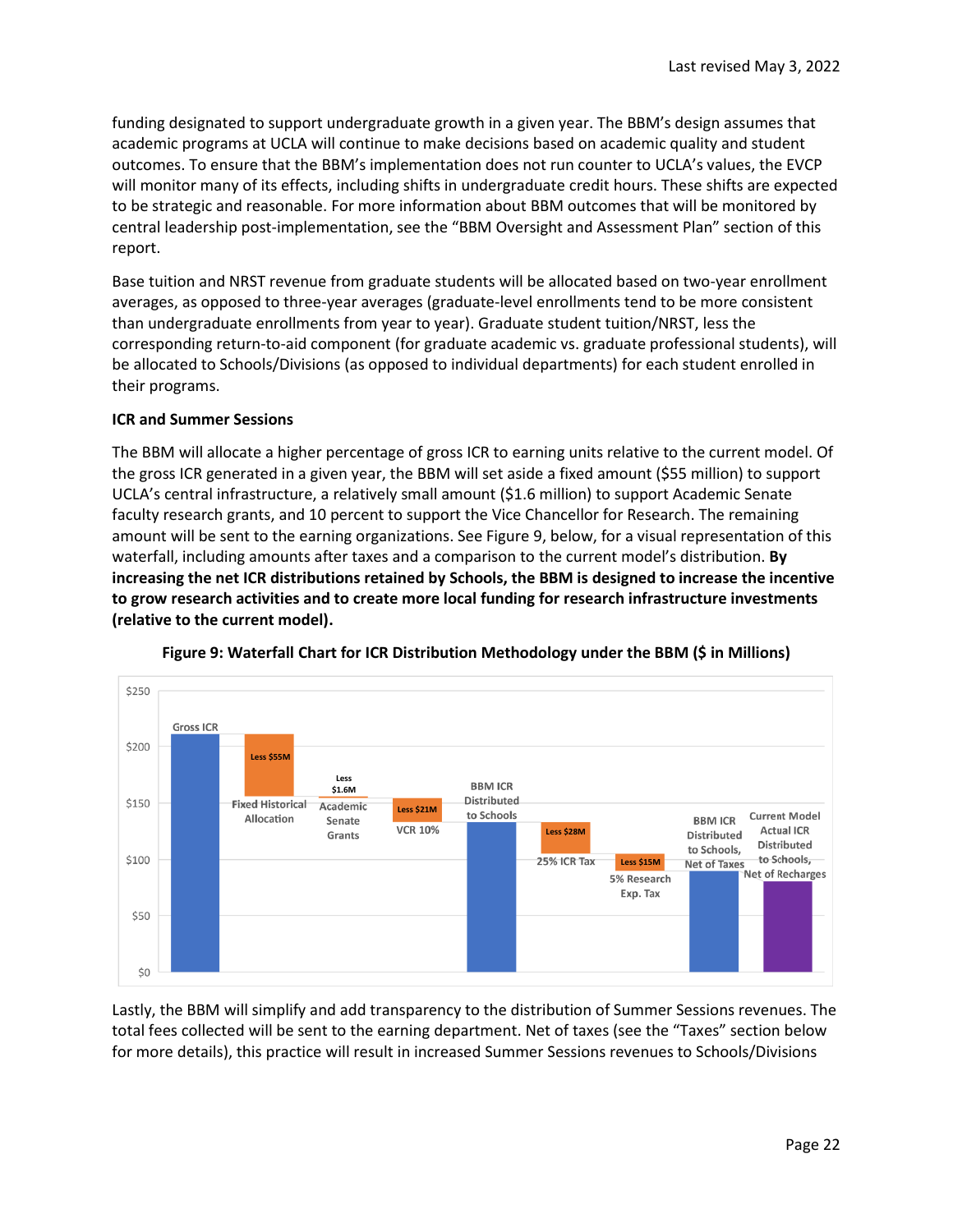funding designated to support undergraduate growth in a given year. The BBM's design assumes that academic programs at UCLA will continue to make decisions based on academic quality and student outcomes. To ensure that the BBM's implementation does not run counter to UCLA's values, the EVCP will monitor many of its effects, including shifts in undergraduate credit hours. These shifts are expected to be strategic and reasonable. For more information about BBM outcomes that will be monitored by central leadership post-implementation, see the "BBM Oversight and Assessment Plan" section of this report.

Base tuition and NRST revenue from graduate students will be allocated based on two-year enrollment averages, as opposed to three-year averages (graduate-level enrollments tend to be more consistent than undergraduate enrollments from year to year). Graduate student tuition/NRST, less the corresponding return-to-aid component (for graduate academic vs. graduate professional students), will be allocated to Schools/Divisions (as opposed to individual departments) for each student enrolled in their programs.

**ICR and Summer Sessions**

The BBM will allocate a higher percentage of gross ICR to earning units relative to the current model. Of the gross ICR generated in a given year, the BBM will set aside a fixed amount ($55 million) to support UCLA's central infrastructure, a relatively small amount ($1.6 million) to support Academic Senate faculty research grants, and 10 percent to support the Vice Chancellor for Research. The remaining amount will be sent to the earning organizations. See Figure 9, below, for a visual representation of this waterfall, including amounts after taxes and a comparison to the current model's distribution. **By increasing the net ICR distributions retained by Schools, the BBM is designed to increase the incentive to grow research activities and to create more local funding for research infrastructure investments (relative to the current model).**

**Figure 9: Waterfall Chart for ICR Distribution Methodology under the BBM ($ in Millions)**

| Step | Amount |
|---|---|
| Gross ICR | ~$210M |
| Fixed Historical Allocation | Less $55M |
| Academic Senate Grants | Less $1.6M |
| VCR 10% | Less $21M |
| BBM ICR Distributed to Schools | ~$133M |
| 25% ICR Tax | Less $28M |
| 5% Research Exp. Tax | Less $15M |
| BBM ICR Distributed to Schools, Net of Taxes | ~$90M |
| Current Model Actual ICR Distributed to Schools, Net of Recharges | ~$80M |

Lastly, the BBM will simplify and add transparency to the distribution of Summer Sessions revenues. The total fees collected will be sent to the earning department. Net of taxes (see the "Taxes" section below for more details), this practice will result in increased Summer Sessions revenues to Schools/Divisions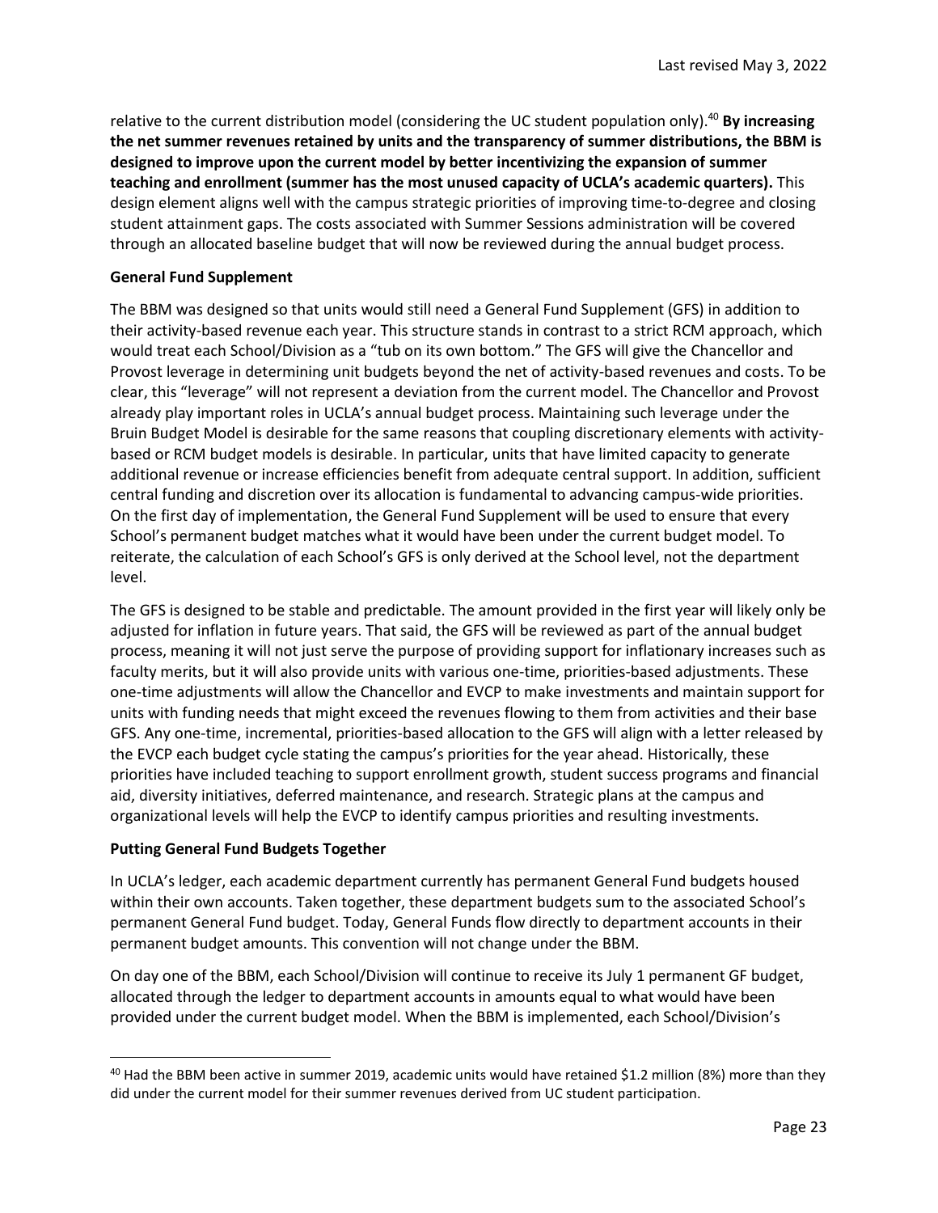relative to the current distribution model (considering the UC student population only).[40] **By increasing the net summer revenues retained by units and the transparency of summer distributions, the BBM is designed to improve upon the current model by better incentivizing the expansion of summer teaching and enrollment (summer has the most unused capacity of UCLA's academic quarters).** This design element aligns well with the campus strategic priorities of improving time-to-degree and closing student attainment gaps. The costs associated with Summer Sessions administration will be covered through an allocated baseline budget that will now be reviewed during the annual budget process.

**General Fund Supplement**

The BBM was designed so that units would still need a General Fund Supplement (GFS) in addition to their activity-based revenue each year. This structure stands in contrast to a strict RCM approach, which would treat each School/Division as a "tub on its own bottom." The GFS will give the Chancellor and Provost leverage in determining unit budgets beyond the net of activity-based revenues and costs. To be clear, this "leverage" will not represent a deviation from the current model. The Chancellor and Provost already play important roles in UCLA's annual budget process. Maintaining such leverage under the Bruin Budget Model is desirable for the same reasons that coupling discretionary elements with activity-based or RCM budget models is desirable. In particular, units that have limited capacity to generate additional revenue or increase efficiencies benefit from adequate central support. In addition, sufficient central funding and discretion over its allocation is fundamental to advancing campus-wide priorities. On the first day of implementation, the General Fund Supplement will be used to ensure that every School's permanent budget matches what it would have been under the current budget model. To reiterate, the calculation of each School's GFS is only derived at the School level, not the department level.

The GFS is designed to be stable and predictable. The amount provided in the first year will likely only be adjusted for inflation in future years. That said, the GFS will be reviewed as part of the annual budget process, meaning it will not just serve the purpose of providing support for inflationary increases such as faculty merits, but it will also provide units with various one-time, priorities-based adjustments. These one-time adjustments will allow the Chancellor and EVCP to make investments and maintain support for units with funding needs that might exceed the revenues flowing to them from activities and their base GFS. Any one-time, incremental, priorities-based allocation to the GFS will align with a letter released by the EVCP each budget cycle stating the campus's priorities for the year ahead. Historically, these priorities have included teaching to support enrollment growth, student success programs and financial aid, diversity initiatives, deferred maintenance, and research. Strategic plans at the campus and organizational levels will help the EVCP to identify campus priorities and resulting investments.

**Putting General Fund Budgets Together**

In UCLA's ledger, each academic department currently has permanent General Fund budgets housed within their own accounts. Taken together, these department budgets sum to the associated School's permanent General Fund budget. Today, General Funds flow directly to department accounts in their permanent budget amounts. This convention will not change under the BBM.

On day one of the BBM, each School/Division will continue to receive its July 1 permanent GF budget, allocated through the ledger to department accounts in amounts equal to what would have been provided under the current budget model. When the BBM is implemented, each School/Division's

[40] Had the BBM been active in summer 2019, academic units would have retained $1.2 million (8%) more than they did under the current model for their summer revenues derived from UC student participation.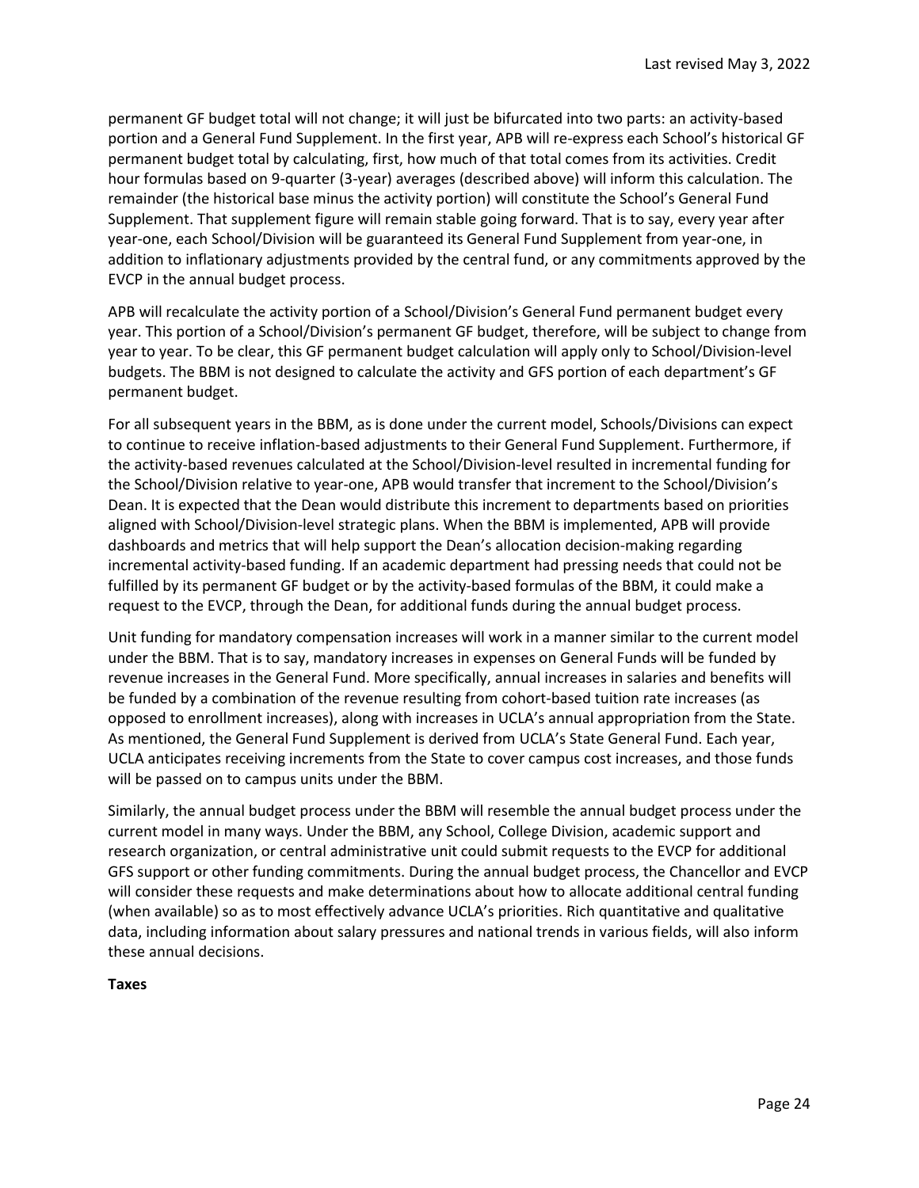permanent GF budget total will not change; it will just be bifurcated into two parts: an activity-based portion and a General Fund Supplement. In the first year, APB will re-express each School's historical GF permanent budget total by calculating, first, how much of that total comes from its activities. Credit hour formulas based on 9-quarter (3-year) averages (described above) will inform this calculation. The remainder (the historical base minus the activity portion) will constitute the School's General Fund Supplement. That supplement figure will remain stable going forward. That is to say, every year after year-one, each School/Division will be guaranteed its General Fund Supplement from year-one, in addition to inflationary adjustments provided by the central fund, or any commitments approved by the EVCP in the annual budget process.

APB will recalculate the activity portion of a School/Division's General Fund permanent budget every year. This portion of a School/Division's permanent GF budget, therefore, will be subject to change from year to year. To be clear, this GF permanent budget calculation will apply only to School/Division-level budgets. The BBM is not designed to calculate the activity and GFS portion of each department's GF permanent budget.

For all subsequent years in the BBM, as is done under the current model, Schools/Divisions can expect to continue to receive inflation-based adjustments to their General Fund Supplement. Furthermore, if the activity-based revenues calculated at the School/Division-level resulted in incremental funding for the School/Division relative to year-one, APB would transfer that increment to the School/Division's Dean. It is expected that the Dean would distribute this increment to departments based on priorities aligned with School/Division-level strategic plans. When the BBM is implemented, APB will provide dashboards and metrics that will help support the Dean's allocation decision-making regarding incremental activity-based funding. If an academic department had pressing needs that could not be fulfilled by its permanent GF budget or by the activity-based formulas of the BBM, it could make a request to the EVCP, through the Dean, for additional funds during the annual budget process.

Unit funding for mandatory compensation increases will work in a manner similar to the current model under the BBM. That is to say, mandatory increases in expenses on General Funds will be funded by revenue increases in the General Fund. More specifically, annual increases in salaries and benefits will be funded by a combination of the revenue resulting from cohort-based tuition rate increases (as opposed to enrollment increases), along with increases in UCLA's annual appropriation from the State. As mentioned, the General Fund Supplement is derived from UCLA's State General Fund. Each year, UCLA anticipates receiving increments from the State to cover campus cost increases, and those funds will be passed on to campus units under the BBM.

Similarly, the annual budget process under the BBM will resemble the annual budget process under the current model in many ways. Under the BBM, any School, College Division, academic support and research organization, or central administrative unit could submit requests to the EVCP for additional GFS support or other funding commitments. During the annual budget process, the Chancellor and EVCP will consider these requests and make determinations about how to allocate additional central funding (when available) so as to most effectively advance UCLA's priorities. Rich quantitative and qualitative data, including information about salary pressures and national trends in various fields, will also inform these annual decisions.

**Taxes**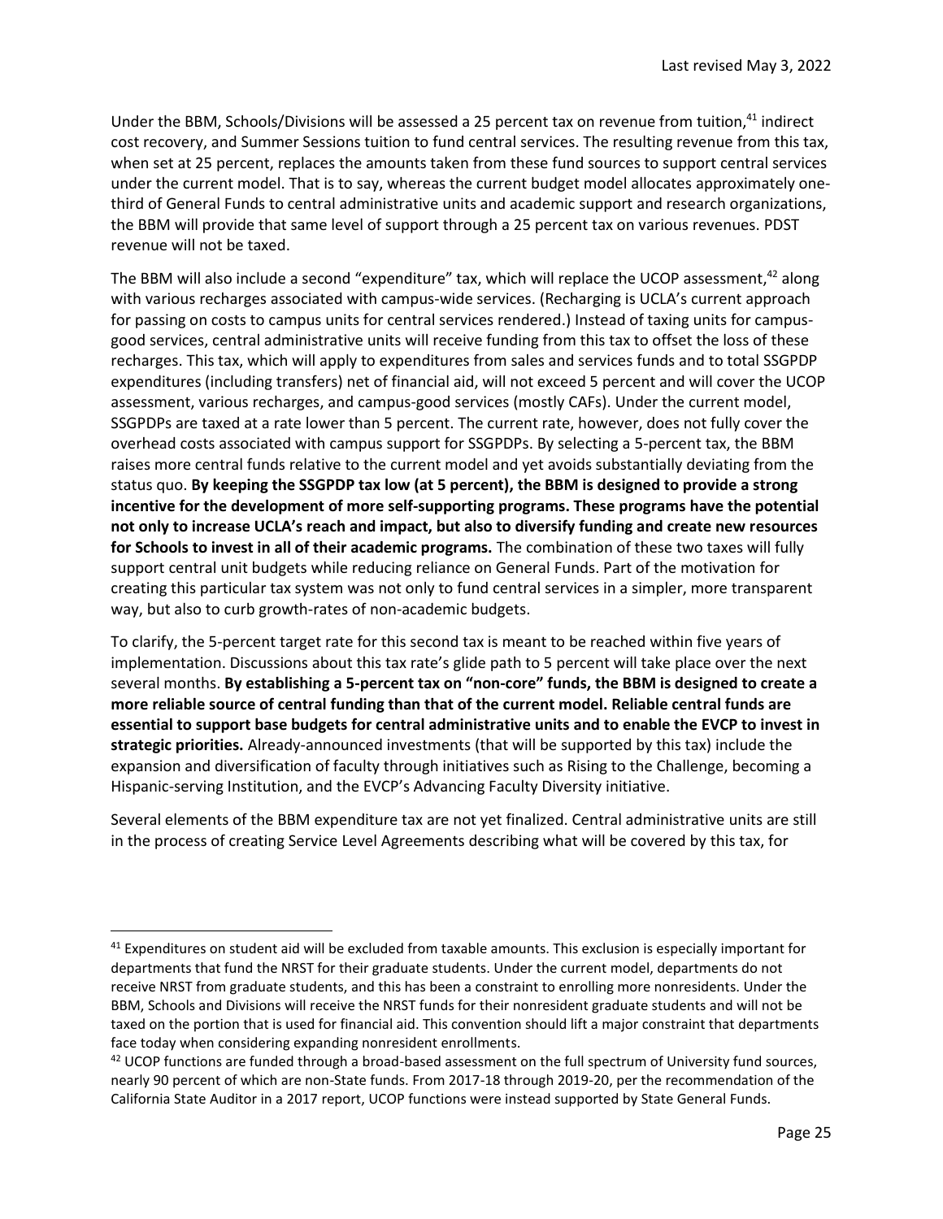Under the BBM, Schools/Divisions will be assessed a 25 percent tax on revenue from tuition,[41] indirect cost recovery, and Summer Sessions tuition to fund central services. The resulting revenue from this tax, when set at 25 percent, replaces the amounts taken from these fund sources to support central services under the current model. That is to say, whereas the current budget model allocates approximately one-third of General Funds to central administrative units and academic support and research organizations, the BBM will provide that same level of support through a 25 percent tax on various revenues. PDST revenue will not be taxed.

The BBM will also include a second "expenditure" tax, which will replace the UCOP assessment,[42] along with various recharges associated with campus-wide services. (Recharging is UCLA's current approach for passing on costs to campus units for central services rendered.) Instead of taxing units for campus-good services, central administrative units will receive funding from this tax to offset the loss of these recharges. This tax, which will apply to expenditures from sales and services funds and to total SSGPDP expenditures (including transfers) net of financial aid, will not exceed 5 percent and will cover the UCOP assessment, various recharges, and campus-good services (mostly CAFs). Under the current model, SSGPDPs are taxed at a rate lower than 5 percent. The current rate, however, does not fully cover the overhead costs associated with campus support for SSGPDPs. By selecting a 5-percent tax, the BBM raises more central funds relative to the current model and yet avoids substantially deviating from the status quo. **By keeping the SSGPDP tax low (at 5 percent), the BBM is designed to provide a strong incentive for the development of more self-supporting programs. These programs have the potential not only to increase UCLA's reach and impact, but also to diversify funding and create new resources for Schools to invest in all of their academic programs.** The combination of these two taxes will fully support central unit budgets while reducing reliance on General Funds. Part of the motivation for creating this particular tax system was not only to fund central services in a simpler, more transparent way, but also to curb growth-rates of non-academic budgets.

To clarify, the 5-percent target rate for this second tax is meant to be reached within five years of implementation. Discussions about this tax rate's glide path to 5 percent will take place over the next several months. **By establishing a 5-percent tax on "non-core" funds, the BBM is designed to create a more reliable source of central funding than that of the current model. Reliable central funds are essential to support base budgets for central administrative units and to enable the EVCP to invest in strategic priorities.** Already-announced investments (that will be supported by this tax) include the expansion and diversification of faculty through initiatives such as Rising to the Challenge, becoming a Hispanic-serving Institution, and the EVCP's Advancing Faculty Diversity initiative.

Several elements of the BBM expenditure tax are not yet finalized. Central administrative units are still in the process of creating Service Level Agreements describing what will be covered by this tax, for

---

[41] Expenditures on student aid will be excluded from taxable amounts. This exclusion is especially important for departments that fund the NRST for their graduate students. Under the current model, departments do not receive NRST from graduate students, and this has been a constraint to enrolling more nonresidents. Under the BBM, Schools and Divisions will receive the NRST funds for their nonresident graduate students and will not be taxed on the portion that is used for financial aid. This convention should lift a major constraint that departments face today when considering expanding nonresident enrollments.

[42] UCOP functions are funded through a broad-based assessment on the full spectrum of University fund sources, nearly 90 percent of which are non-State funds. From 2017-18 through 2019-20, per the recommendation of the California State Auditor in a 2017 report, UCOP functions were instead supported by State General Funds.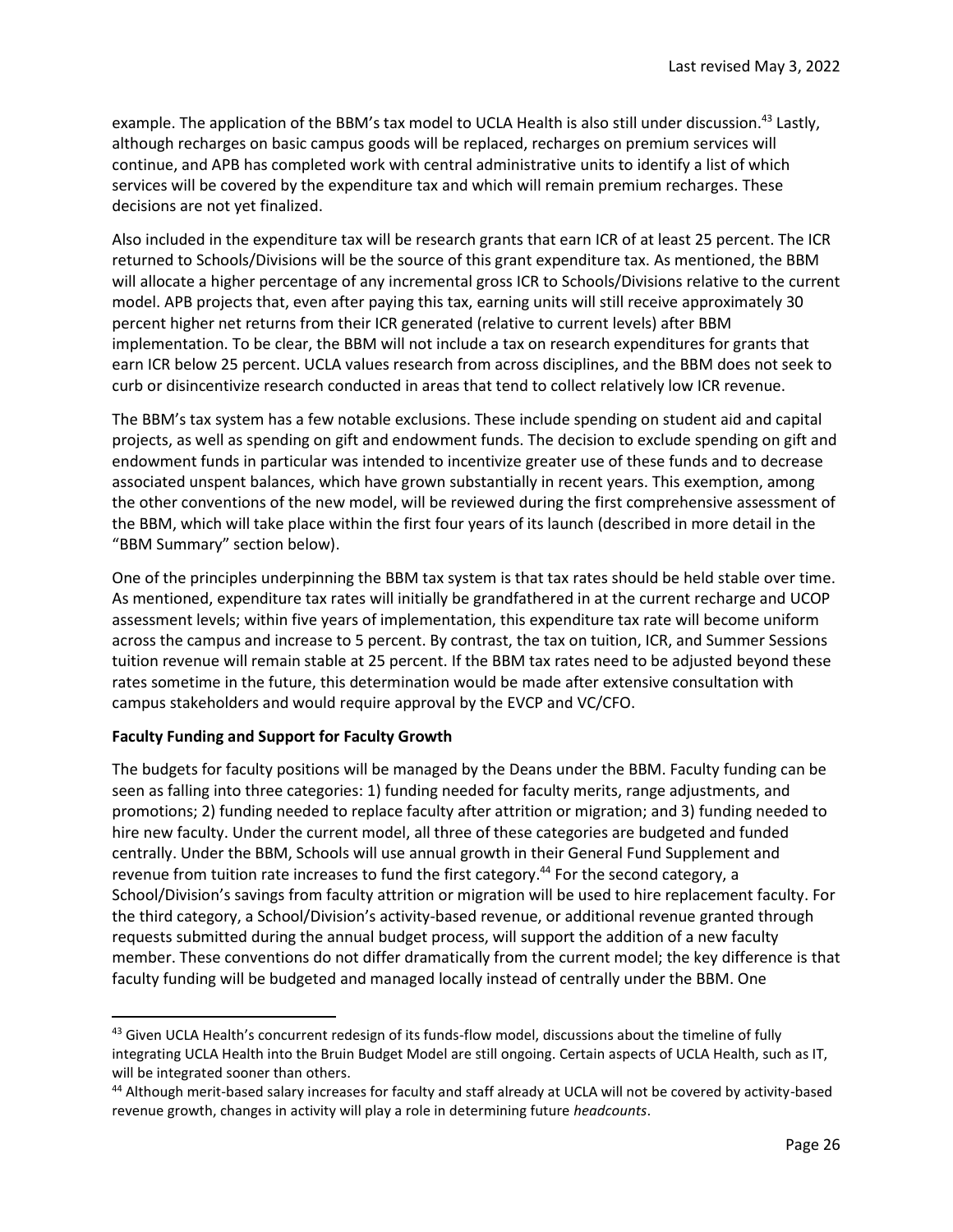example. The application of the BBM's tax model to UCLA Health is also still under discussion.[43] Lastly, although recharges on basic campus goods will be replaced, recharges on premium services will continue, and APB has completed work with central administrative units to identify a list of which services will be covered by the expenditure tax and which will remain premium recharges. These decisions are not yet finalized.

Also included in the expenditure tax will be research grants that earn ICR of at least 25 percent. The ICR returned to Schools/Divisions will be the source of this grant expenditure tax. As mentioned, the BBM will allocate a higher percentage of any incremental gross ICR to Schools/Divisions relative to the current model. APB projects that, even after paying this tax, earning units will still receive approximately 30 percent higher net returns from their ICR generated (relative to current levels) after BBM implementation. To be clear, the BBM will not include a tax on research expenditures for grants that earn ICR below 25 percent. UCLA values research from across disciplines, and the BBM does not seek to curb or disincentivize research conducted in areas that tend to collect relatively low ICR revenue.

The BBM's tax system has a few notable exclusions. These include spending on student aid and capital projects, as well as spending on gift and endowment funds. The decision to exclude spending on gift and endowment funds in particular was intended to incentivize greater use of these funds and to decrease associated unspent balances, which have grown substantially in recent years. This exemption, among the other conventions of the new model, will be reviewed during the first comprehensive assessment of the BBM, which will take place within the first four years of its launch (described in more detail in the "BBM Summary" section below).

One of the principles underpinning the BBM tax system is that tax rates should be held stable over time. As mentioned, expenditure tax rates will initially be grandfathered in at the current recharge and UCOP assessment levels; within five years of implementation, this expenditure tax rate will become uniform across the campus and increase to 5 percent. By contrast, the tax on tuition, ICR, and Summer Sessions tuition revenue will remain stable at 25 percent. If the BBM tax rates need to be adjusted beyond these rates sometime in the future, this determination would be made after extensive consultation with campus stakeholders and would require approval by the EVCP and VC/CFO.

**Faculty Funding and Support for Faculty Growth**

The budgets for faculty positions will be managed by the Deans under the BBM. Faculty funding can be seen as falling into three categories: 1) funding needed for faculty merits, range adjustments, and promotions; 2) funding needed to replace faculty after attrition or migration; and 3) funding needed to hire new faculty. Under the current model, all three of these categories are budgeted and funded centrally. Under the BBM, Schools will use annual growth in their General Fund Supplement and revenue from tuition rate increases to fund the first category.[44] For the second category, a School/Division's savings from faculty attrition or migration will be used to hire replacement faculty. For the third category, a School/Division's activity-based revenue, or additional revenue granted through requests submitted during the annual budget process, will support the addition of a new faculty member. These conventions do not differ dramatically from the current model; the key difference is that faculty funding will be budgeted and managed locally instead of centrally under the BBM. One

[43] Given UCLA Health's concurrent redesign of its funds-flow model, discussions about the timeline of fully integrating UCLA Health into the Bruin Budget Model are still ongoing. Certain aspects of UCLA Health, such as IT, will be integrated sooner than others.

[44] Although merit-based salary increases for faculty and staff already at UCLA will not be covered by activity-based revenue growth, changes in activity will play a role in determining future *headcounts*.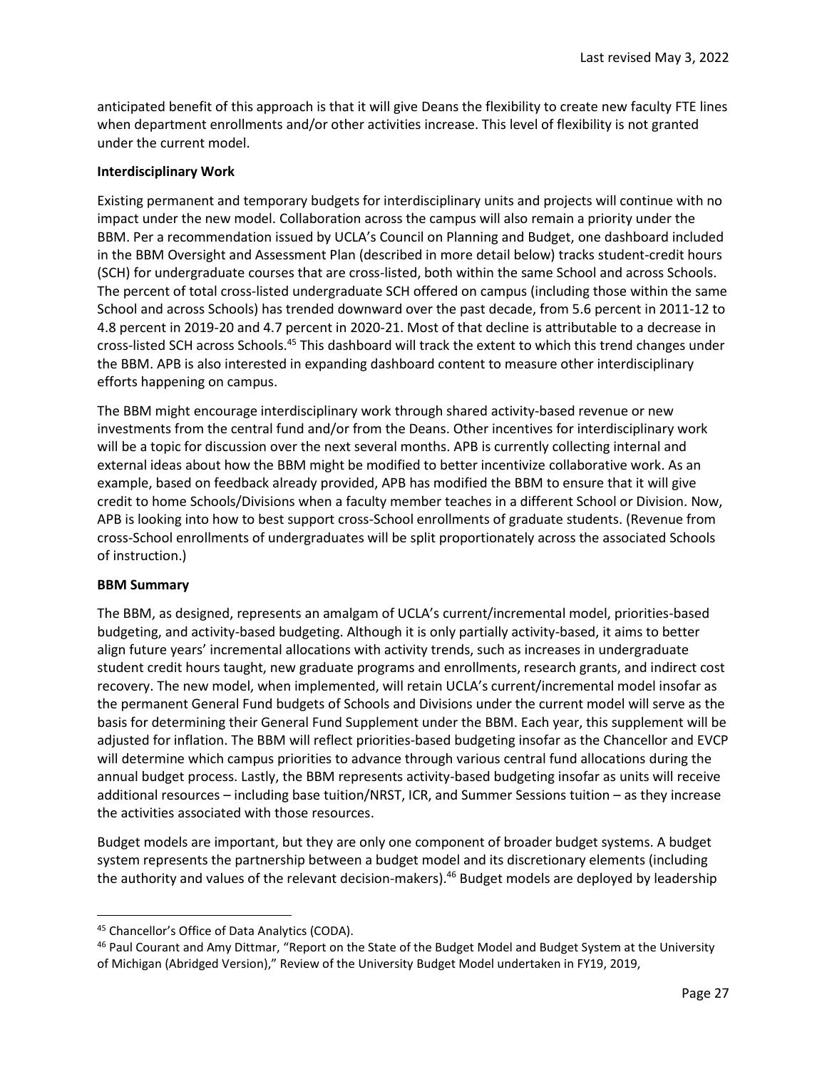anticipated benefit of this approach is that it will give Deans the flexibility to create new faculty FTE lines when department enrollments and/or other activities increase. This level of flexibility is not granted under the current model.

**Interdisciplinary Work**

Existing permanent and temporary budgets for interdisciplinary units and projects will continue with no impact under the new model. Collaboration across the campus will also remain a priority under the BBM. Per a recommendation issued by UCLA's Council on Planning and Budget, one dashboard included in the BBM Oversight and Assessment Plan (described in more detail below) tracks student-credit hours (SCH) for undergraduate courses that are cross-listed, both within the same School and across Schools. The percent of total cross-listed undergraduate SCH offered on campus (including those within the same School and across Schools) has trended downward over the past decade, from 5.6 percent in 2011-12 to 4.8 percent in 2019-20 and 4.7 percent in 2020-21. Most of that decline is attributable to a decrease in cross-listed SCH across Schools.[45] This dashboard will track the extent to which this trend changes under the BBM. APB is also interested in expanding dashboard content to measure other interdisciplinary efforts happening on campus.

The BBM might encourage interdisciplinary work through shared activity-based revenue or new investments from the central fund and/or from the Deans. Other incentives for interdisciplinary work will be a topic for discussion over the next several months. APB is currently collecting internal and external ideas about how the BBM might be modified to better incentivize collaborative work. As an example, based on feedback already provided, APB has modified the BBM to ensure that it will give credit to home Schools/Divisions when a faculty member teaches in a different School or Division. Now, APB is looking into how to best support cross-School enrollments of graduate students. (Revenue from cross-School enrollments of undergraduates will be split proportionately across the associated Schools of instruction.)

**BBM Summary**

The BBM, as designed, represents an amalgam of UCLA's current/incremental model, priorities-based budgeting, and activity-based budgeting. Although it is only partially activity-based, it aims to better align future years' incremental allocations with activity trends, such as increases in undergraduate student credit hours taught, new graduate programs and enrollments, research grants, and indirect cost recovery. The new model, when implemented, will retain UCLA's current/incremental model insofar as the permanent General Fund budgets of Schools and Divisions under the current model will serve as the basis for determining their General Fund Supplement under the BBM. Each year, this supplement will be adjusted for inflation. The BBM will reflect priorities-based budgeting insofar as the Chancellor and EVCP will determine which campus priorities to advance through various central fund allocations during the annual budget process. Lastly, the BBM represents activity-based budgeting insofar as units will receive additional resources – including base tuition/NRST, ICR, and Summer Sessions tuition – as they increase the activities associated with those resources.

Budget models are important, but they are only one component of broader budget systems. A budget system represents the partnership between a budget model and its discretionary elements (including the authority and values of the relevant decision-makers).[46] Budget models are deployed by leadership

---

[45] Chancellor's Office of Data Analytics (CODA).

[46] Paul Courant and Amy Dittmar, "Report on the State of the Budget Model and Budget System at the University of Michigan (Abridged Version)," Review of the University Budget Model undertaken in FY19, 2019,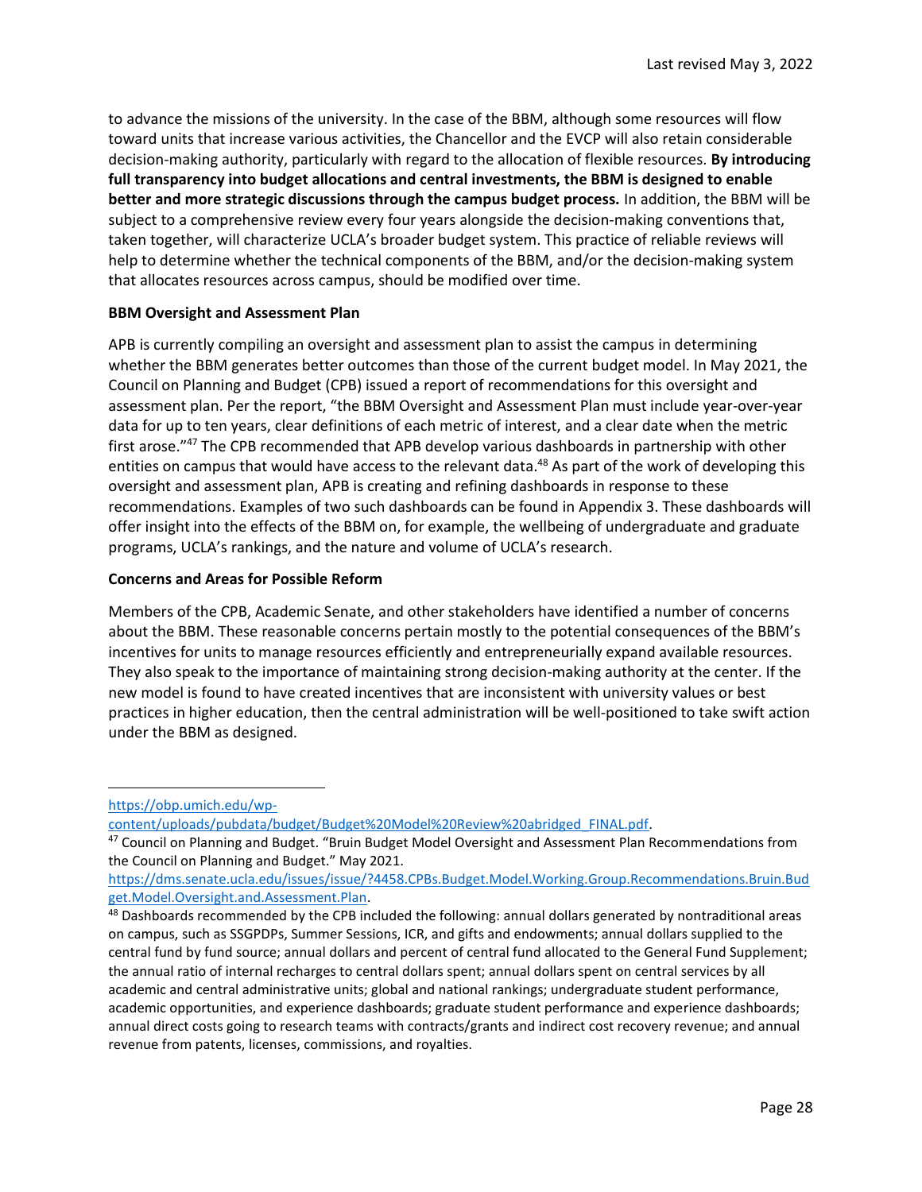to advance the missions of the university. In the case of the BBM, although some resources will flow toward units that increase various activities, the Chancellor and the EVCP will also retain considerable decision-making authority, particularly with regard to the allocation of flexible resources. **By introducing full transparency into budget allocations and central investments, the BBM is designed to enable better and more strategic discussions through the campus budget process.** In addition, the BBM will be subject to a comprehensive review every four years alongside the decision-making conventions that, taken together, will characterize UCLA's broader budget system. This practice of reliable reviews will help to determine whether the technical components of the BBM, and/or the decision-making system that allocates resources across campus, should be modified over time.

**BBM Oversight and Assessment Plan**

APB is currently compiling an oversight and assessment plan to assist the campus in determining whether the BBM generates better outcomes than those of the current budget model. In May 2021, the Council on Planning and Budget (CPB) issued a report of recommendations for this oversight and assessment plan. Per the report, "the BBM Oversight and Assessment Plan must include year-over-year data for up to ten years, clear definitions of each metric of interest, and a clear date when the metric first arose."[47] The CPB recommended that APB develop various dashboards in partnership with other entities on campus that would have access to the relevant data.[48] As part of the work of developing this oversight and assessment plan, APB is creating and refining dashboards in response to these recommendations. Examples of two such dashboards can be found in Appendix 3. These dashboards will offer insight into the effects of the BBM on, for example, the wellbeing of undergraduate and graduate programs, UCLA's rankings, and the nature and volume of UCLA's research.

**Concerns and Areas for Possible Reform**

Members of the CPB, Academic Senate, and other stakeholders have identified a number of concerns about the BBM. These reasonable concerns pertain mostly to the potential consequences of the BBM's incentives for units to manage resources efficiently and entrepreneurially expand available resources. They also speak to the importance of maintaining strong decision-making authority at the center. If the new model is found to have created incentives that are inconsistent with university values or best practices in higher education, then the central administration will be well-positioned to take swift action under the BBM as designed.

---

https://obp.umich.edu/wp-content/uploads/pubdata/budget/Budget%20Model%20Review%20abridged_FINAL.pdf.

[47] Council on Planning and Budget. "Bruin Budget Model Oversight and Assessment Plan Recommendations from the Council on Planning and Budget." May 2021. https://dms.senate.ucla.edu/issues/issue/?4458.CPBs.Budget.Model.Working.Group.Recommendations.Bruin.Budget.Model.Oversight.and.Assessment.Plan.

[48] Dashboards recommended by the CPB included the following: annual dollars generated by nontraditional areas on campus, such as SSGPDPs, Summer Sessions, ICR, and gifts and endowments; annual dollars supplied to the central fund by fund source; annual dollars and percent of central fund allocated to the General Fund Supplement; the annual ratio of internal recharges to central dollars spent; annual dollars spent on central services by all academic and central administrative units; global and national rankings; undergraduate student performance, academic opportunities, and experience dashboards; graduate student performance and experience dashboards; annual direct costs going to research teams with contracts/grants and indirect cost recovery revenue; and annual revenue from patents, licenses, commissions, and royalties.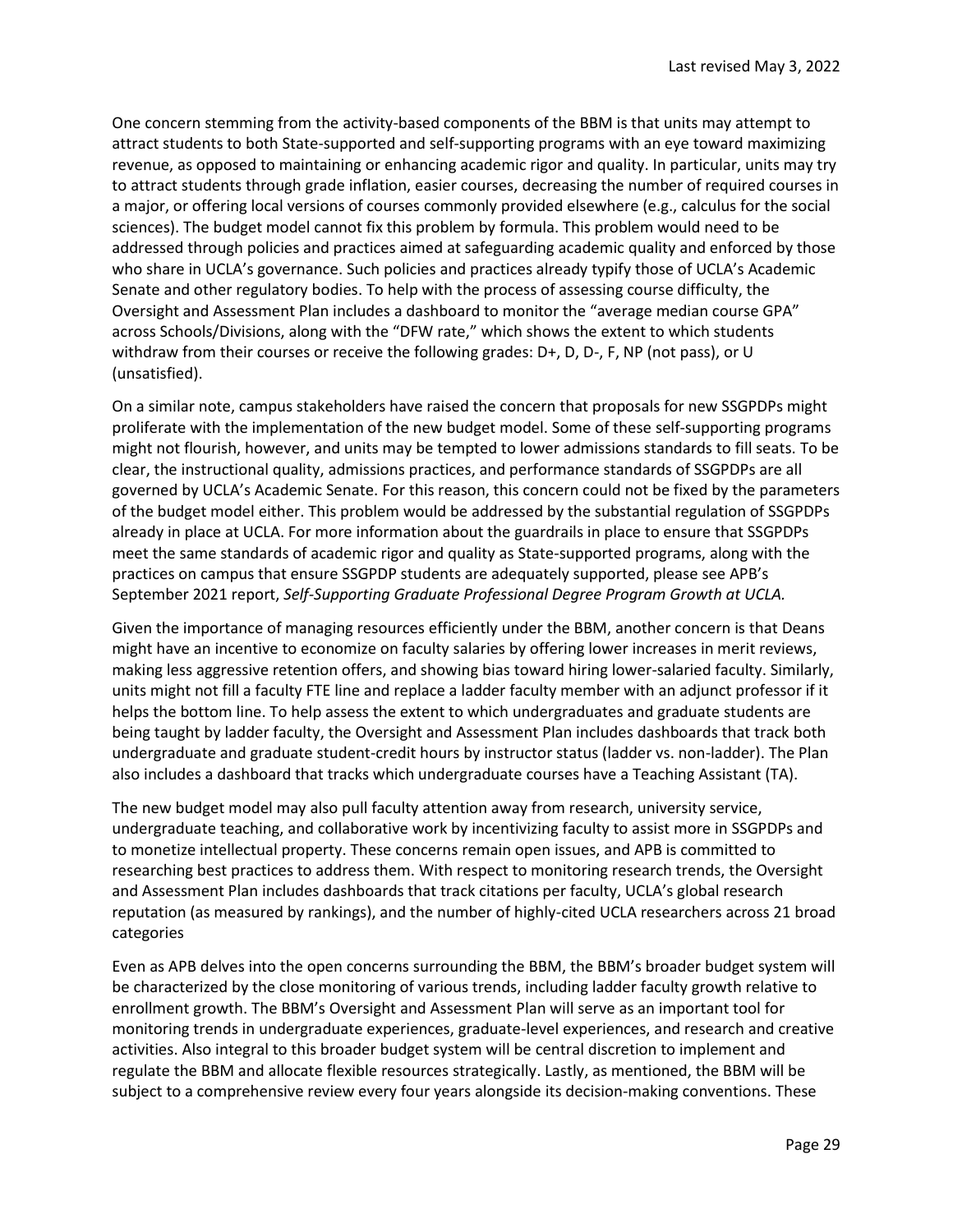One concern stemming from the activity-based components of the BBM is that units may attempt to attract students to both State-supported and self-supporting programs with an eye toward maximizing revenue, as opposed to maintaining or enhancing academic rigor and quality. In particular, units may try to attract students through grade inflation, easier courses, decreasing the number of required courses in a major, or offering local versions of courses commonly provided elsewhere (e.g., calculus for the social sciences). The budget model cannot fix this problem by formula. This problem would need to be addressed through policies and practices aimed at safeguarding academic quality and enforced by those who share in UCLA's governance. Such policies and practices already typify those of UCLA's Academic Senate and other regulatory bodies. To help with the process of assessing course difficulty, the Oversight and Assessment Plan includes a dashboard to monitor the "average median course GPA" across Schools/Divisions, along with the "DFW rate," which shows the extent to which students withdraw from their courses or receive the following grades: D+, D, D-, F, NP (not pass), or U (unsatisfied).

On a similar note, campus stakeholders have raised the concern that proposals for new SSGPDPs might proliferate with the implementation of the new budget model. Some of these self-supporting programs might not flourish, however, and units may be tempted to lower admissions standards to fill seats. To be clear, the instructional quality, admissions practices, and performance standards of SSGPDPs are all governed by UCLA's Academic Senate. For this reason, this concern could not be fixed by the parameters of the budget model either. This problem would be addressed by the substantial regulation of SSGPDPs already in place at UCLA. For more information about the guardrails in place to ensure that SSGPDPs meet the same standards of academic rigor and quality as State-supported programs, along with the practices on campus that ensure SSGPDP students are adequately supported, please see APB's September 2021 report, *Self-Supporting Graduate Professional Degree Program Growth at UCLA.*

Given the importance of managing resources efficiently under the BBM, another concern is that Deans might have an incentive to economize on faculty salaries by offering lower increases in merit reviews, making less aggressive retention offers, and showing bias toward hiring lower-salaried faculty. Similarly, units might not fill a faculty FTE line and replace a ladder faculty member with an adjunct professor if it helps the bottom line. To help assess the extent to which undergraduates and graduate students are being taught by ladder faculty, the Oversight and Assessment Plan includes dashboards that track both undergraduate and graduate student-credit hours by instructor status (ladder vs. non-ladder). The Plan also includes a dashboard that tracks which undergraduate courses have a Teaching Assistant (TA).

The new budget model may also pull faculty attention away from research, university service, undergraduate teaching, and collaborative work by incentivizing faculty to assist more in SSGPDPs and to monetize intellectual property. These concerns remain open issues, and APB is committed to researching best practices to address them. With respect to monitoring research trends, the Oversight and Assessment Plan includes dashboards that track citations per faculty, UCLA's global research reputation (as measured by rankings), and the number of highly-cited UCLA researchers across 21 broad categories

Even as APB delves into the open concerns surrounding the BBM, the BBM's broader budget system will be characterized by the close monitoring of various trends, including ladder faculty growth relative to enrollment growth. The BBM's Oversight and Assessment Plan will serve as an important tool for monitoring trends in undergraduate experiences, graduate-level experiences, and research and creative activities. Also integral to this broader budget system will be central discretion to implement and regulate the BBM and allocate flexible resources strategically. Lastly, as mentioned, the BBM will be subject to a comprehensive review every four years alongside its decision-making conventions. These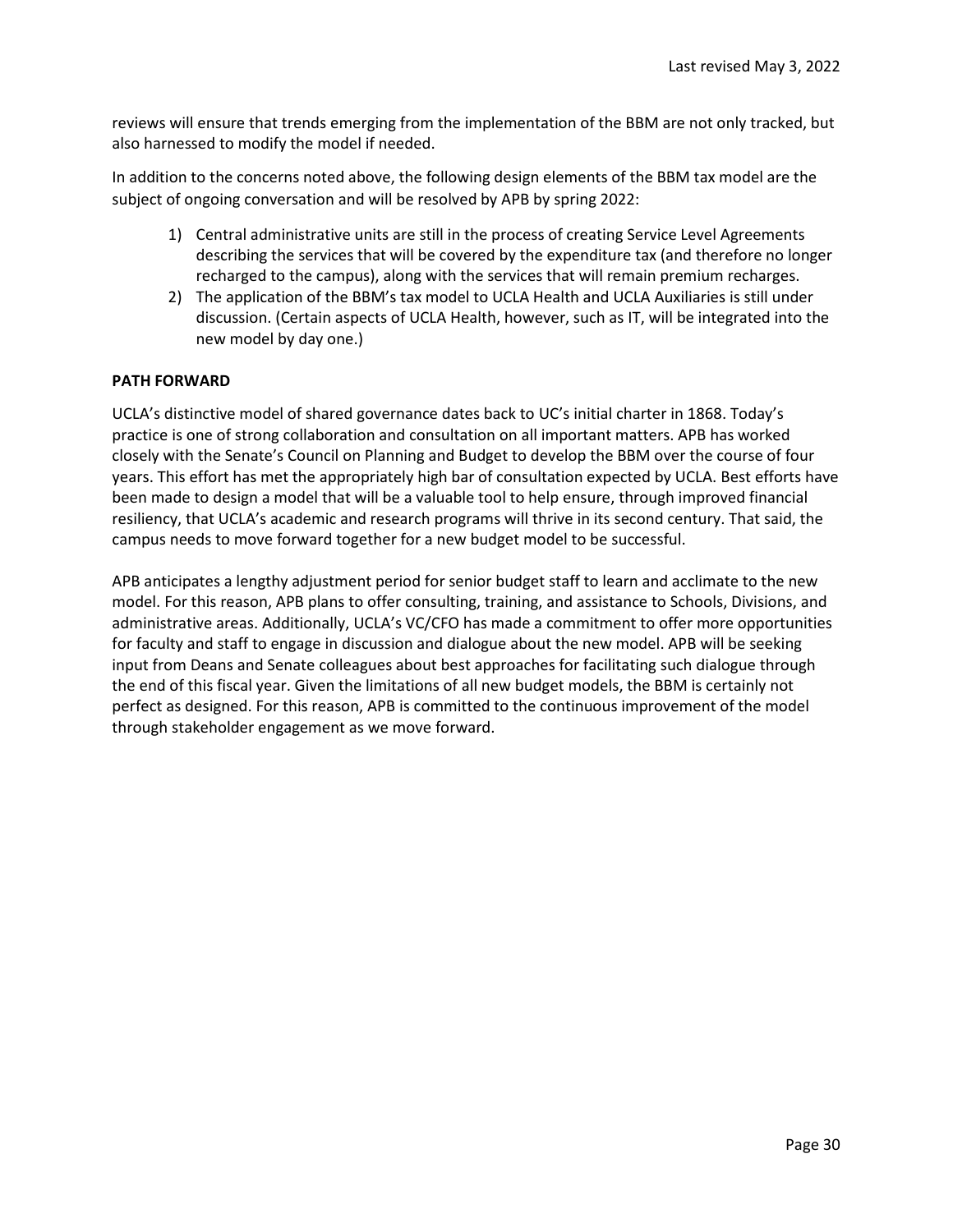reviews will ensure that trends emerging from the implementation of the BBM are not only tracked, but also harnessed to modify the model if needed.

In addition to the concerns noted above, the following design elements of the BBM tax model are the subject of ongoing conversation and will be resolved by APB by spring 2022:

1) Central administrative units are still in the process of creating Service Level Agreements describing the services that will be covered by the expenditure tax (and therefore no longer recharged to the campus), along with the services that will remain premium recharges.
2) The application of the BBM's tax model to UCLA Health and UCLA Auxiliaries is still under discussion. (Certain aspects of UCLA Health, however, such as IT, will be integrated into the new model by day one.)

**PATH FORWARD**

UCLA's distinctive model of shared governance dates back to UC's initial charter in 1868. Today's practice is one of strong collaboration and consultation on all important matters. APB has worked closely with the Senate's Council on Planning and Budget to develop the BBM over the course of four years. This effort has met the appropriately high bar of consultation expected by UCLA. Best efforts have been made to design a model that will be a valuable tool to help ensure, through improved financial resiliency, that UCLA's academic and research programs will thrive in its second century. That said, the campus needs to move forward together for a new budget model to be successful.

APB anticipates a lengthy adjustment period for senior budget staff to learn and acclimate to the new model. For this reason, APB plans to offer consulting, training, and assistance to Schools, Divisions, and administrative areas. Additionally, UCLA's VC/CFO has made a commitment to offer more opportunities for faculty and staff to engage in discussion and dialogue about the new model. APB will be seeking input from Deans and Senate colleagues about best approaches for facilitating such dialogue through the end of this fiscal year. Given the limitations of all new budget models, the BBM is certainly not perfect as designed. For this reason, APB is committed to the continuous improvement of the model through stakeholder engagement as we move forward.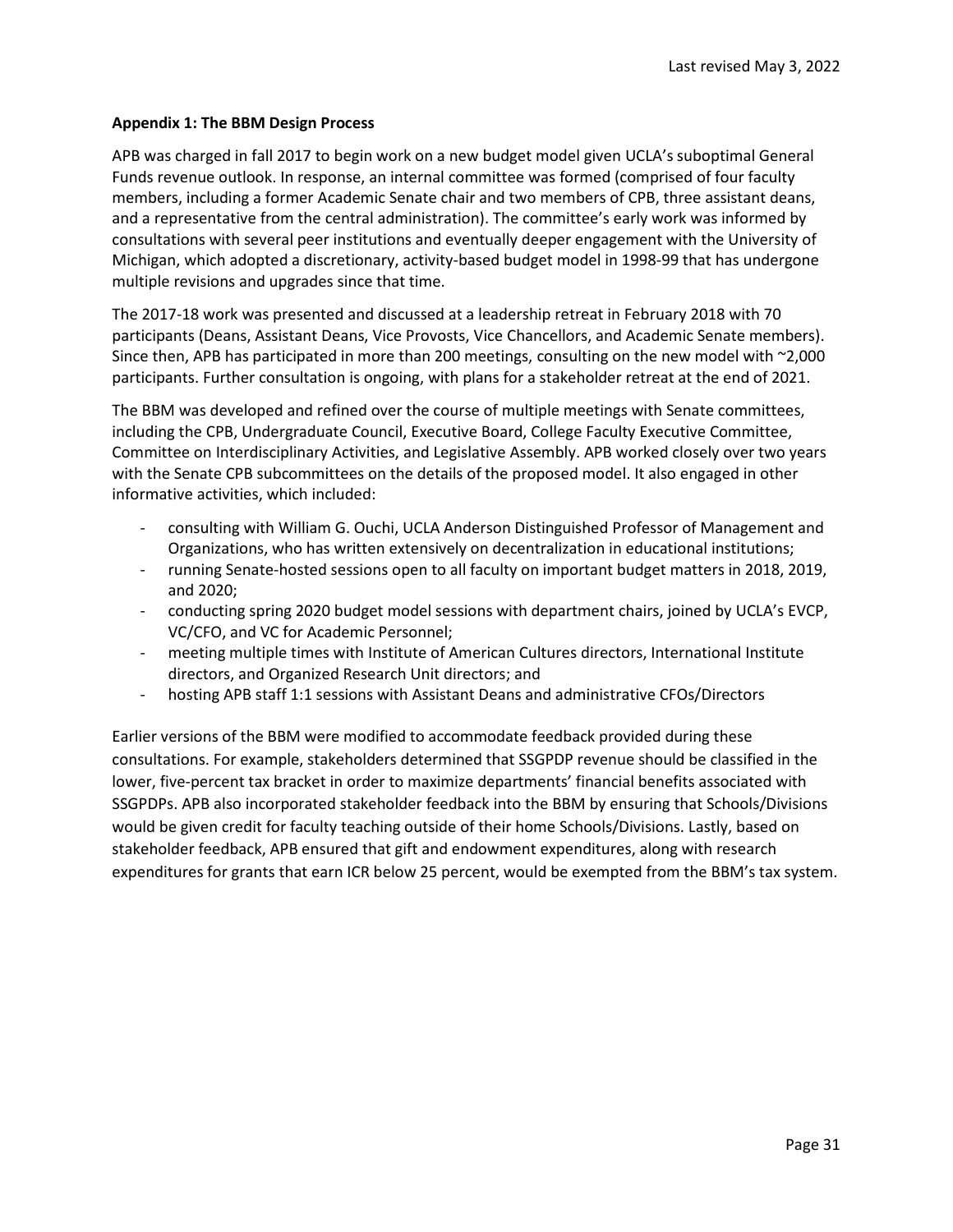**Appendix 1: The BBM Design Process**

APB was charged in fall 2017 to begin work on a new budget model given UCLA's suboptimal General Funds revenue outlook. In response, an internal committee was formed (comprised of four faculty members, including a former Academic Senate chair and two members of CPB, three assistant deans, and a representative from the central administration). The committee's early work was informed by consultations with several peer institutions and eventually deeper engagement with the University of Michigan, which adopted a discretionary, activity-based budget model in 1998-99 that has undergone multiple revisions and upgrades since that time.

The 2017-18 work was presented and discussed at a leadership retreat in February 2018 with 70 participants (Deans, Assistant Deans, Vice Provosts, Vice Chancellors, and Academic Senate members). Since then, APB has participated in more than 200 meetings, consulting on the new model with ~2,000 participants. Further consultation is ongoing, with plans for a stakeholder retreat at the end of 2021.

The BBM was developed and refined over the course of multiple meetings with Senate committees, including the CPB, Undergraduate Council, Executive Board, College Faculty Executive Committee, Committee on Interdisciplinary Activities, and Legislative Assembly. APB worked closely over two years with the Senate CPB subcommittees on the details of the proposed model. It also engaged in other informative activities, which included:

- consulting with William G. Ouchi, UCLA Anderson Distinguished Professor of Management and Organizations, who has written extensively on decentralization in educational institutions;
- running Senate-hosted sessions open to all faculty on important budget matters in 2018, 2019, and 2020;
- conducting spring 2020 budget model sessions with department chairs, joined by UCLA's EVCP, VC/CFO, and VC for Academic Personnel;
- meeting multiple times with Institute of American Cultures directors, International Institute directors, and Organized Research Unit directors; and
- hosting APB staff 1:1 sessions with Assistant Deans and administrative CFOs/Directors

Earlier versions of the BBM were modified to accommodate feedback provided during these consultations. For example, stakeholders determined that SSGPDP revenue should be classified in the lower, five-percent tax bracket in order to maximize departments' financial benefits associated with SSGPDPs. APB also incorporated stakeholder feedback into the BBM by ensuring that Schools/Divisions would be given credit for faculty teaching outside of their home Schools/Divisions. Lastly, based on stakeholder feedback, APB ensured that gift and endowment expenditures, along with research expenditures for grants that earn ICR below 25 percent, would be exempted from the BBM's tax system.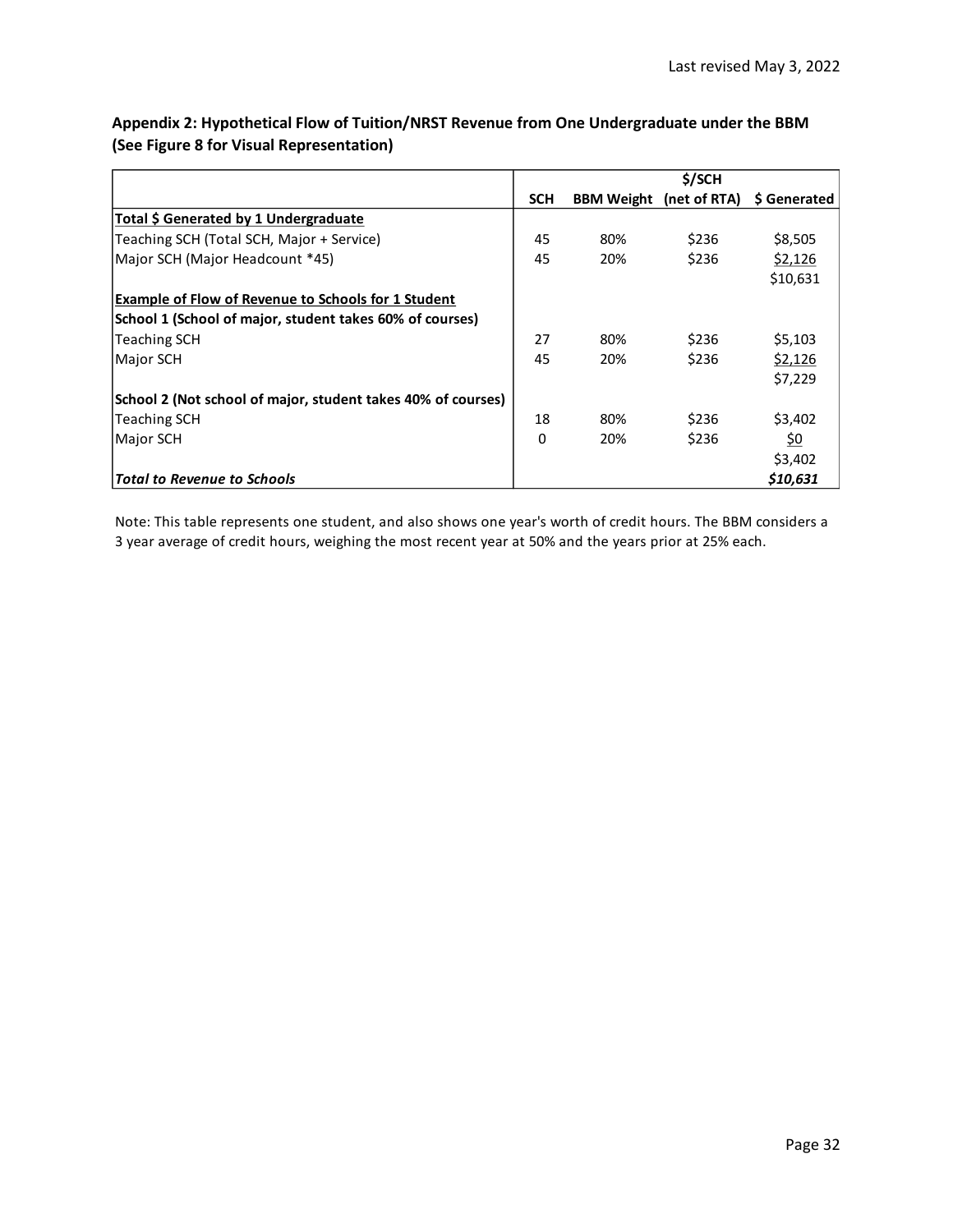### Appendix 2: Hypothetical Flow of Tuition/NRST Revenue from One Undergraduate under the BBM (See Figure 8 for Visual Representation)

| | SCH | BBM Weight | $/SCH (net of RTA) | $ Generated |
|---|---|---|---|---|
| **Total $ Generated by 1 Undergraduate** | | | | |
| Teaching SCH (Total SCH, Major + Service) | 45 | 80% | $236 | $8,505 |
| Major SCH (Major Headcount *45) | 45 | 20% | $236 | $2,126 |
| | | | | $10,631 |
| **Example of Flow of Revenue to Schools for 1 Student** | | | | |
| **School 1 (School of major, student takes 60% of courses)** | | | | |
| Teaching SCH | 27 | 80% | $236 | $5,103 |
| Major SCH | 45 | 20% | $236 | $2,126 |
| | | | | $7,229 |
| **School 2 (Not school of major, student takes 40% of courses)** | | | | |
| Teaching SCH | 18 | 80% | $236 | $3,402 |
| Major SCH | 0 | 20% | $236 | $0 |
| | | | | $3,402 |
| ***Total to Revenue to Schools*** | | | | ***$10,631*** |

Note: This table represents one student, and also shows one year's worth of credit hours. The BBM considers a 3 year average of credit hours, weighing the most recent year at 50% and the years prior at 25% each.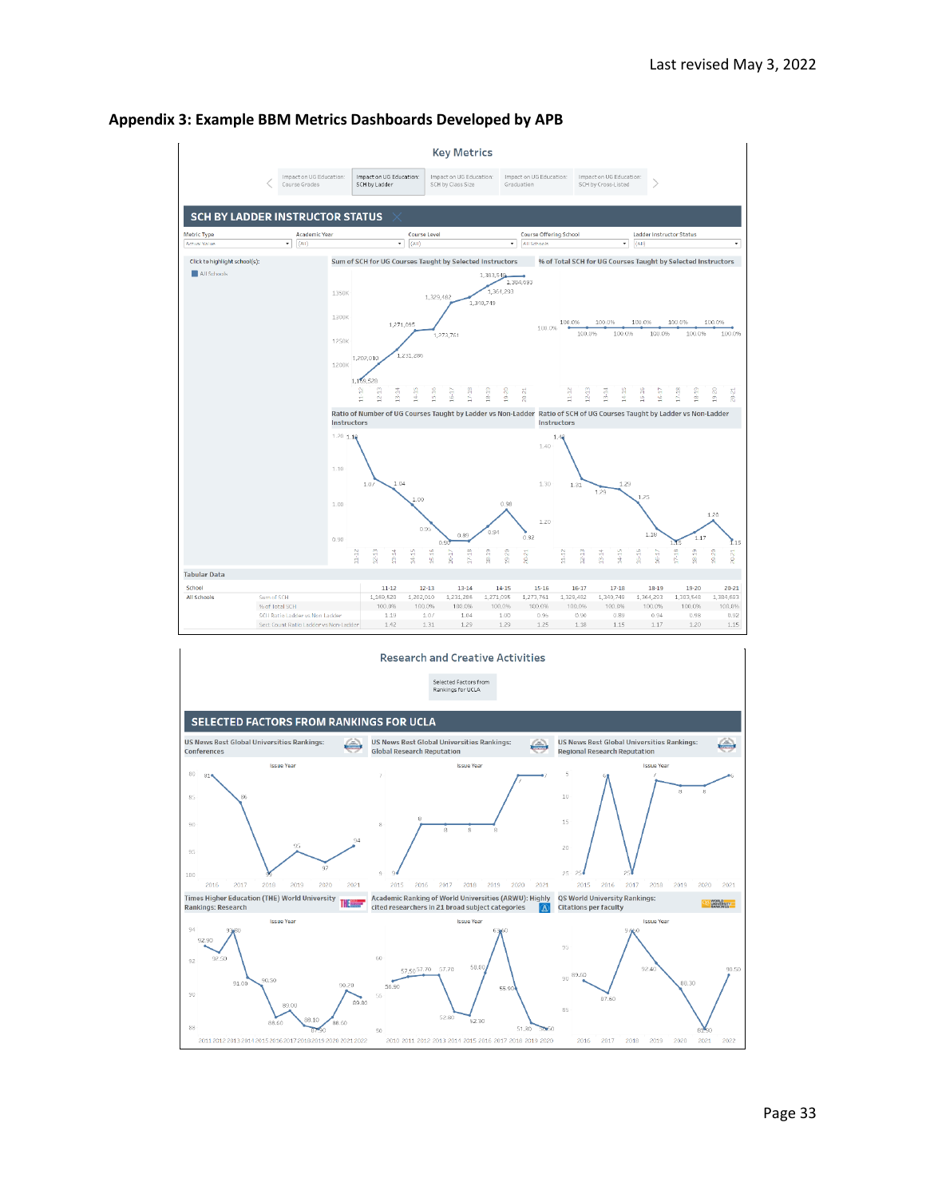Last revised May 3, 2022

## Appendix 3: Example BBM Metrics Dashboards Developed by APB

### Key Metrics

Impact on UG Education: Course Grades | Impact on UG Education: SCH by Ladder | Impact on UG Education: SCH by Class Size | Impact on UG Education: Graduation | Impact on UG Education: SCH by Cross-Listed

#### SCH BY LADDER INSTRUCTOR STATUS

Metric Type: Actual Value | Academic Year: (All) | Course Level: (All) | Course Offering School: All Schools | Ladder Instructor Status: (All)

Click to highlight school(s): All Schools

Sum of SCH for UG Courses Taught by Selected Instructors

% of Total SCH for UG Courses Taught by Selected Instructors

Ratio of Number of UG Courses Taught by Ladder vs Non-Ladder Instructors

Ratio of SCH of UG Courses Taught by Ladder vs Non-Ladder Instructors

Tabular Data

| School | | 11-12 | 12-13 | 13-14 | 14-15 | 15-16 | 16-17 | 17-18 | 18-19 | 19-20 | 20-21 |
|---|---|---|---|---|---|---|---|---|---|---|---|
| All Schools | Sum of SCH | 1,160,528 | 1,202,010 | 1,231,286 | 1,271,095 | 1,273,761 | 1,329,482 | 1,340,749 | 1,364,293 | 1,383,548 | 1,384,693 |
| | % of Total SCH | 100.0% | 100.0% | 100.0% | 100.0% | 100.0% | 100.0% | 100.0% | 100.0% | 100.0% | 100.0% |
| | SCH Ratio Ladder vs Non Ladder | 1.13 | 1.07 | 1.04 | 1.00 | 0.95 | 0.90 | 0.89 | 0.94 | 0.98 | 0.92 |
| | Sect Count Ratio Ladder vs Non Ladder | 1.42 | 1.31 | 1.29 | 1.29 | 1.25 | 1.18 | 1.15 | 1.17 | 1.20 | 1.15 |

### Research and Creative Activities

Selected Factors from Rankings for UCLA

#### SELECTED FACTORS FROM RANKINGS FOR UCLA

- US News Best Global Universities Rankings: Conferences
- US News Best Global Universities Rankings: Global Research Reputation
- US News Best Global Universities Rankings: Regional Research Reputation
- Times Higher Education (THE) World University Rankings: Research
- Academic Ranking of World Universities (ARWU): Highly cited researchers in 21 broad subject categories
- QS World University Rankings: Citations per faculty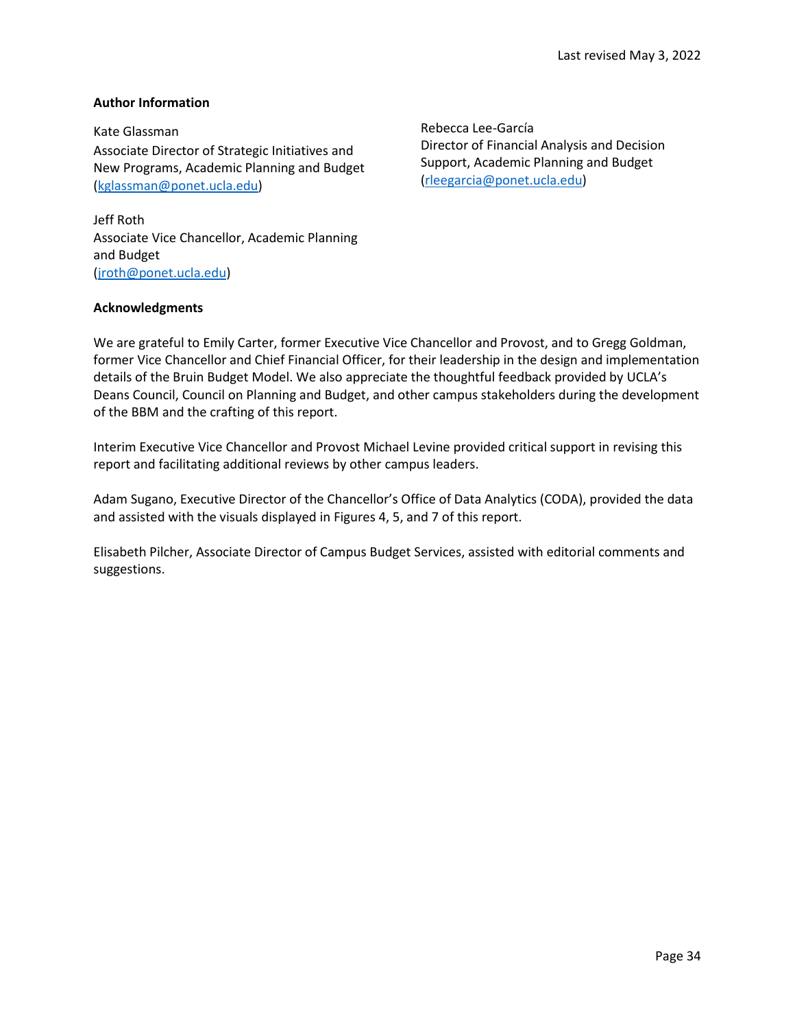**Author Information**

Kate Glassman
Associate Director of Strategic Initiatives and New Programs, Academic Planning and Budget
(kglassman@ponet.ucla.edu)

Jeff Roth
Associate Vice Chancellor, Academic Planning and Budget
(jroth@ponet.ucla.edu)

Rebecca Lee-García
Director of Financial Analysis and Decision Support, Academic Planning and Budget
(rleegarcia@ponet.ucla.edu)

**Acknowledgments**

We are grateful to Emily Carter, former Executive Vice Chancellor and Provost, and to Gregg Goldman, former Vice Chancellor and Chief Financial Officer, for their leadership in the design and implementation details of the Bruin Budget Model. We also appreciate the thoughtful feedback provided by UCLA's Deans Council, Council on Planning and Budget, and other campus stakeholders during the development of the BBM and the crafting of this report.

Interim Executive Vice Chancellor and Provost Michael Levine provided critical support in revising this report and facilitating additional reviews by other campus leaders.

Adam Sugano, Executive Director of the Chancellor's Office of Data Analytics (CODA), provided the data and assisted with the visuals displayed in Figures 4, 5, and 7 of this report.

Elisabeth Pilcher, Associate Director of Campus Budget Services, assisted with editorial comments and suggestions.